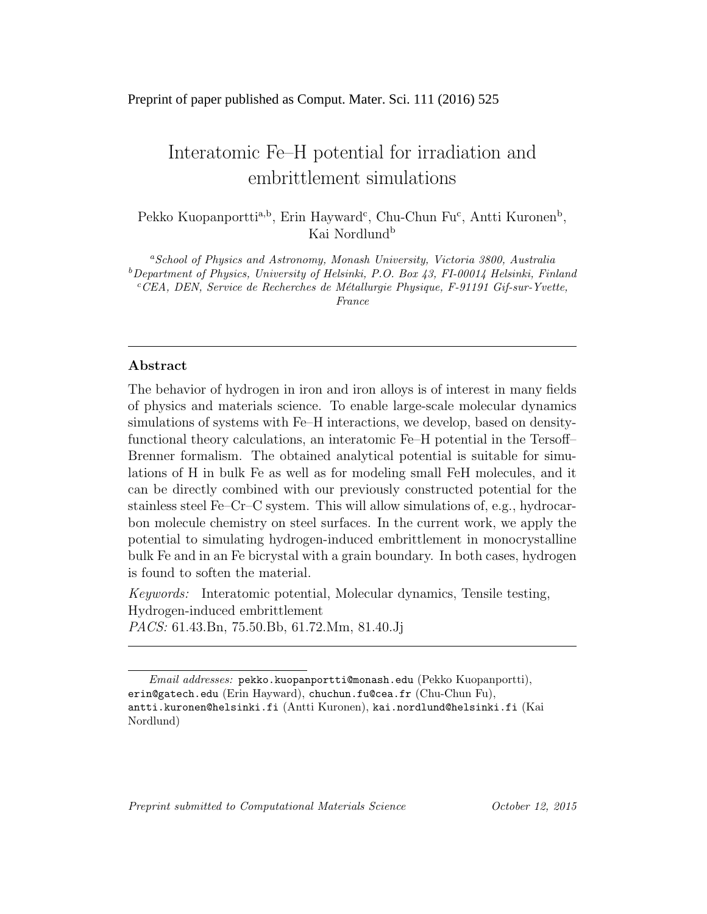Preprint of paper published as Comput. Mater. Sci. 111 (2016) 525

# Interatomic Fe–H potential for irradiation and embrittlement simulations

Pekko Kuopanportti[a,b], Erin Hayward[c], Chu-Chun Fu[c], Antti Kuronen[b], Kai Nordlund[b]

[a] *School of Physics and Astronomy, Monash University, Victoria 3800, Australia*
[b] *Department of Physics, University of Helsinki, P.O. Box 43, FI-00014 Helsinki, Finland*
[c] *CEA, DEN, Service de Recherches de Métallurgie Physique, F-91191 Gif-sur-Yvette, France*

---

## Abstract

The behavior of hydrogen in iron and iron alloys is of interest in many fields of physics and materials science. To enable large-scale molecular dynamics simulations of systems with Fe–H interactions, we develop, based on density-functional theory calculations, an interatomic Fe–H potential in the Tersoff–Brenner formalism. The obtained analytical potential is suitable for simulations of H in bulk Fe as well as for modeling small FeH molecules, and it can be directly combined with our previously constructed potential for the stainless steel Fe–Cr–C system. This will allow simulations of, e.g., hydrocarbon molecule chemistry on steel surfaces. In the current work, we apply the potential to simulating hydrogen-induced embrittlement in monocrystalline bulk Fe and in an Fe bicrystal with a grain boundary. In both cases, hydrogen is found to soften the material.

*Keywords:* Interatomic potential, Molecular dynamics, Tensile testing, Hydrogen-induced embrittlement
*PACS:* 61.43.Bn, 75.50.Bb, 61.72.Mm, 81.40.Jj

---

*Email addresses:* pekko.kuopanportti@monash.edu (Pekko Kuopanportti), erin@gatech.edu (Erin Hayward), chuchun.fu@cea.fr (Chu-Chun Fu), antti.kuronen@helsinki.fi (Antti Kuronen), kai.nordlund@helsinki.fi (Kai Nordlund)

*Preprint submitted to Computational Materials Science* *October 12, 2015*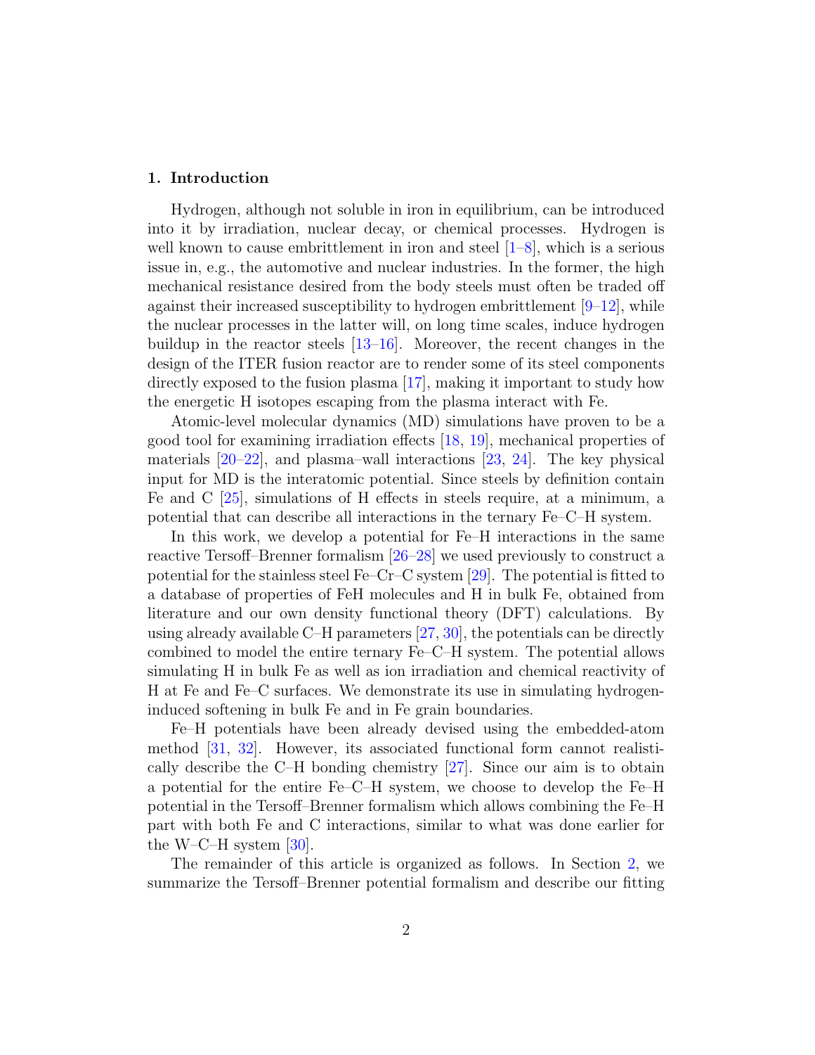## 1. Introduction

Hydrogen, although not soluble in iron in equilibrium, can be introduced into it by irradiation, nuclear decay, or chemical processes. Hydrogen is well known to cause embrittlement in iron and steel [1–8], which is a serious issue in, e.g., the automotive and nuclear industries. In the former, the high mechanical resistance desired from the body steels must often be traded off against their increased susceptibility to hydrogen embrittlement [9–12], while the nuclear processes in the latter will, on long time scales, induce hydrogen buildup in the reactor steels [13–16]. Moreover, the recent changes in the design of the ITER fusion reactor are to render some of its steel components directly exposed to the fusion plasma [17], making it important to study how the energetic H isotopes escaping from the plasma interact with Fe.

Atomic-level molecular dynamics (MD) simulations have proven to be a good tool for examining irradiation effects [18, 19], mechanical properties of materials [20–22], and plasma–wall interactions [23, 24]. The key physical input for MD is the interatomic potential. Since steels by definition contain Fe and C [25], simulations of H effects in steels require, at a minimum, a potential that can describe all interactions in the ternary Fe–C–H system.

In this work, we develop a potential for Fe–H interactions in the same reactive Tersoff–Brenner formalism [26–28] we used previously to construct a potential for the stainless steel Fe–Cr–C system [29]. The potential is fitted to a database of properties of FeH molecules and H in bulk Fe, obtained from literature and our own density functional theory (DFT) calculations. By using already available C–H parameters [27, 30], the potentials can be directly combined to model the entire ternary Fe–C–H system. The potential allows simulating H in bulk Fe as well as ion irradiation and chemical reactivity of H at Fe and Fe–C surfaces. We demonstrate its use in simulating hydrogen-induced softening in bulk Fe and in Fe grain boundaries.

Fe–H potentials have been already devised using the embedded-atom method [31, 32]. However, its associated functional form cannot realistically describe the C–H bonding chemistry [27]. Since our aim is to obtain a potential for the entire Fe–C–H system, we choose to develop the Fe–H potential in the Tersoff–Brenner formalism which allows combining the Fe–H part with both Fe and C interactions, similar to what was done earlier for the W–C–H system [30].

The remainder of this article is organized as follows. In Section 2, we summarize the Tersoff–Brenner potential formalism and describe our fitting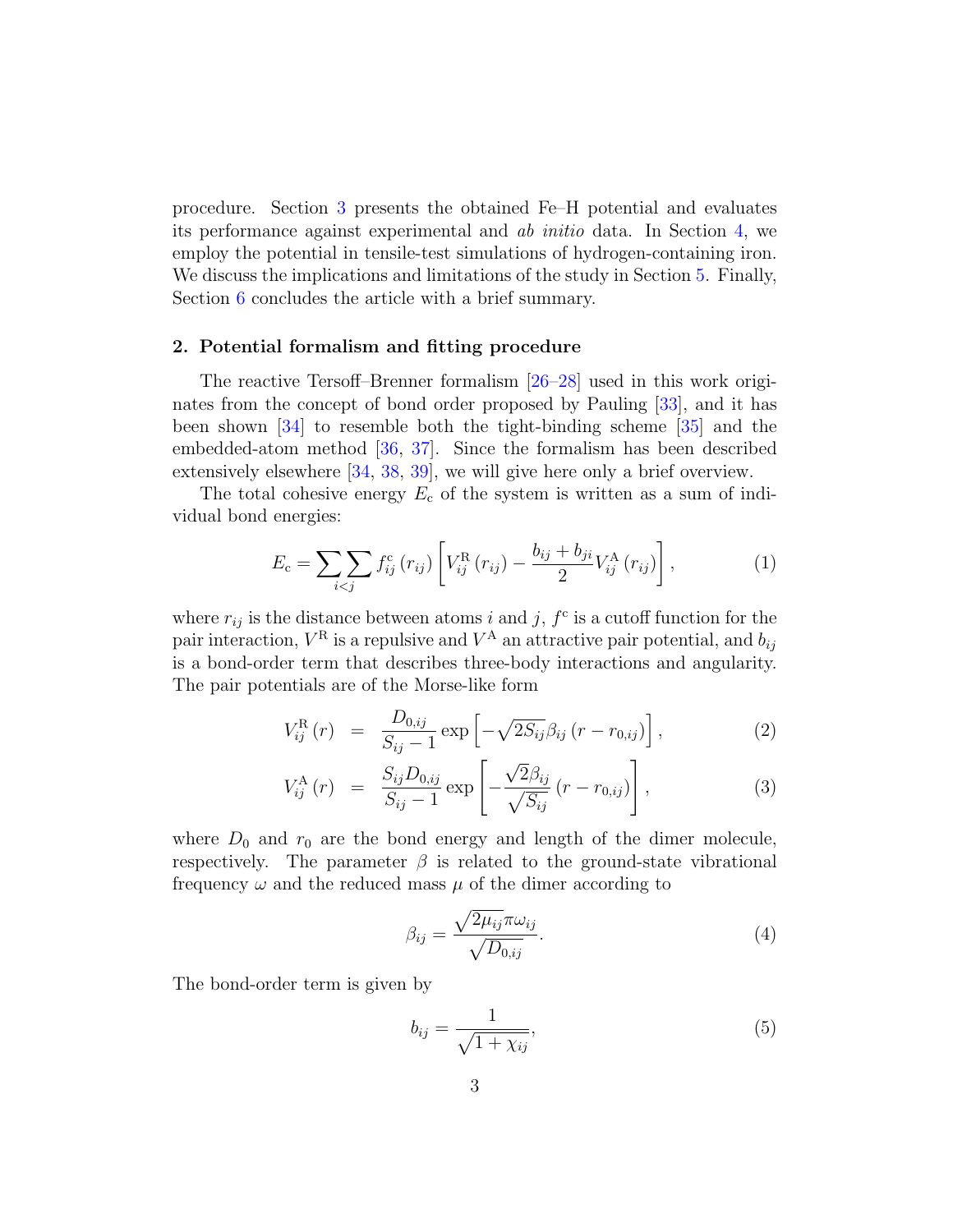procedure. Section 3 presents the obtained Fe–H potential and evaluates its performance against experimental and *ab initio* data. In Section 4, we employ the potential in tensile-test simulations of hydrogen-containing iron. We discuss the implications and limitations of the study in Section 5. Finally, Section 6 concludes the article with a brief summary.

## 2. Potential formalism and fitting procedure

The reactive Tersoff–Brenner formalism [26–28] used in this work originates from the concept of bond order proposed by Pauling [33], and it has been shown [34] to resemble both the tight-binding scheme [35] and the embedded-atom method [36, 37]. Since the formalism has been described extensively elsewhere [34, 38, 39], we will give here only a brief overview.

The total cohesive energy $E_\mathrm{c}$ of the system is written as a sum of individual bond energies:

$$E_\mathrm{c} = \sum_{i<j} \sum f^\mathrm{c}_{ij}\left(r_{ij}\right)\left[V^\mathrm{R}_{ij}\left(r_{ij}\right) - \frac{b_{ij}+b_{ji}}{2} V^\mathrm{A}_{ij}\left(r_{ij}\right)\right], \tag{1}$$

where $r_{ij}$ is the distance between atoms $i$ and $j$, $f^\mathrm{c}$ is a cutoff function for the pair interaction, $V^\mathrm{R}$ is a repulsive and $V^\mathrm{A}$ an attractive pair potential, and $b_{ij}$ is a bond-order term that describes three-body interactions and angularity. The pair potentials are of the Morse-like form

$$V^\mathrm{R}_{ij}\left(r\right) = \frac{D_{0,ij}}{S_{ij}-1} \exp\left[-\sqrt{2S_{ij}}\beta_{ij}\left(r - r_{0,ij}\right)\right], \tag{2}$$

$$V^\mathrm{A}_{ij}\left(r\right) = \frac{S_{ij}D_{0,ij}}{S_{ij}-1} \exp\left[-\frac{\sqrt{2}\beta_{ij}}{\sqrt{S_{ij}}}\left(r - r_{0,ij}\right)\right], \tag{3}$$

where $D_0$ and $r_0$ are the bond energy and length of the dimer molecule, respectively. The parameter $\beta$ is related to the ground-state vibrational frequency $\omega$ and the reduced mass $\mu$ of the dimer according to

$$\beta_{ij} = \frac{\sqrt{2\mu_{ij}}\pi\omega_{ij}}{\sqrt{D_{0,ij}}}. \tag{4}$$

The bond-order term is given by

$$b_{ij} = \frac{1}{\sqrt{1+\chi_{ij}}}, \tag{5}$$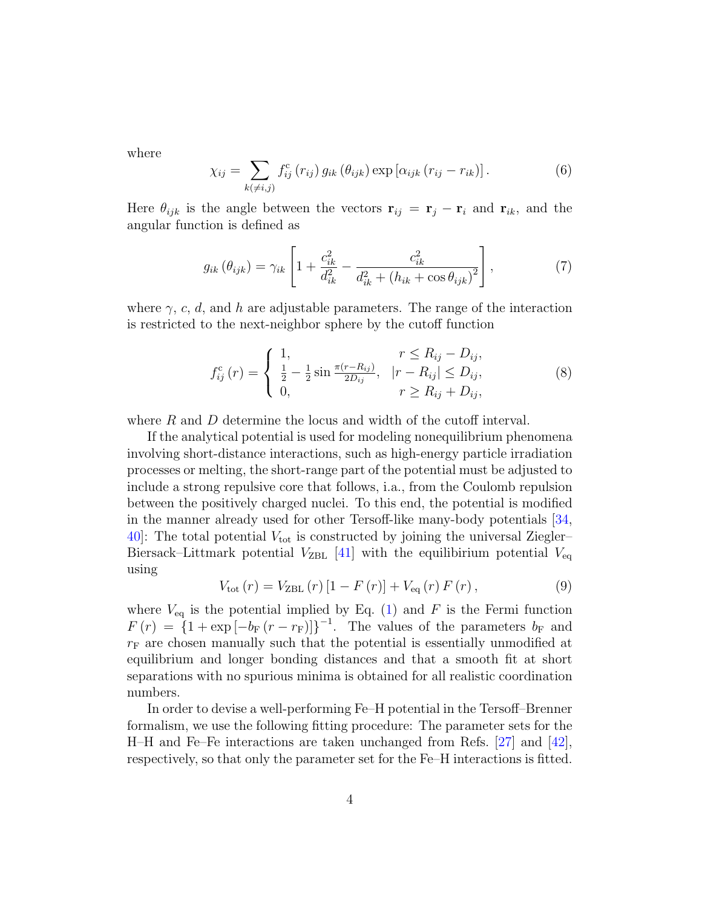where

$$\chi_{ij} = \sum_{k(\neq i,j)} f_{ij}^{c}\left(r_{ij}\right) g_{ik}\left(\theta_{ijk}\right) \exp\left[\alpha_{ijk}\left(r_{ij} - r_{ik}\right)\right]. \tag{6}$$

Here $\theta_{ijk}$ is the angle between the vectors $\mathbf{r}_{ij} = \mathbf{r}_j - \mathbf{r}_i$ and $\mathbf{r}_{ik}$, and the angular function is defined as

$$g_{ik}\left(\theta_{ijk}\right) = \gamma_{ik}\left[1 + \frac{c_{ik}^2}{d_{ik}^2} - \frac{c_{ik}^2}{d_{ik}^2 + \left(h_{ik} + \cos\theta_{ijk}\right)^2}\right], \tag{7}$$

where $\gamma$, $c$, $d$, and $h$ are adjustable parameters. The range of the interaction is restricted to the next-neighbor sphere by the cutoff function

$$f_{ij}^{c}\left(r\right) = \begin{cases} 1, & r \leq R_{ij} - D_{ij}, \\ \frac{1}{2} - \frac{1}{2}\sin\frac{\pi\left(r - R_{ij}\right)}{2D_{ij}}, & \left|r - R_{ij}\right| \leq D_{ij}, \\ 0, & r \geq R_{ij} + D_{ij}, \end{cases} \tag{8}$$

where $R$ and $D$ determine the locus and width of the cutoff interval.

If the analytical potential is used for modeling nonequilibrium phenomena involving short-distance interactions, such as high-energy particle irradiation processes or melting, the short-range part of the potential must be adjusted to include a strong repulsive core that follows, i.a., from the Coulomb repulsion between the positively charged nuclei. To this end, the potential is modified in the manner already used for other Tersoff-like many-body potentials [34, 40]: The total potential $V_{\text{tot}}$ is constructed by joining the universal Ziegler–Biersack–Littmark potential $V_{\text{ZBL}}$ [41] with the equilibrium potential $V_{\text{eq}}$ using

$$V_{\text{tot}}\left(r\right) = V_{\text{ZBL}}\left(r\right)\left[1 - F\left(r\right)\right] + V_{\text{eq}}\left(r\right) F\left(r\right), \tag{9}$$

where $V_{\text{eq}}$ is the potential implied by Eq. (1) and $F$ is the Fermi function $F\left(r\right) = \left\{1 + \exp\left[-b_{\text{F}}\left(r - r_{\text{F}}\right)\right]\right\}^{-1}$. The values of the parameters $b_{\text{F}}$ and $r_{\text{F}}$ are chosen manually such that the potential is essentially unmodified at equilibrium and longer bonding distances and that a smooth fit at short separations with no spurious minima is obtained for all realistic coordination numbers.

In order to devise a well-performing Fe–H potential in the Tersoff–Brenner formalism, we use the following fitting procedure: The parameter sets for the H–H and Fe–Fe interactions are taken unchanged from Refs. [27] and [42], respectively, so that only the parameter set for the Fe–H interactions is fitted.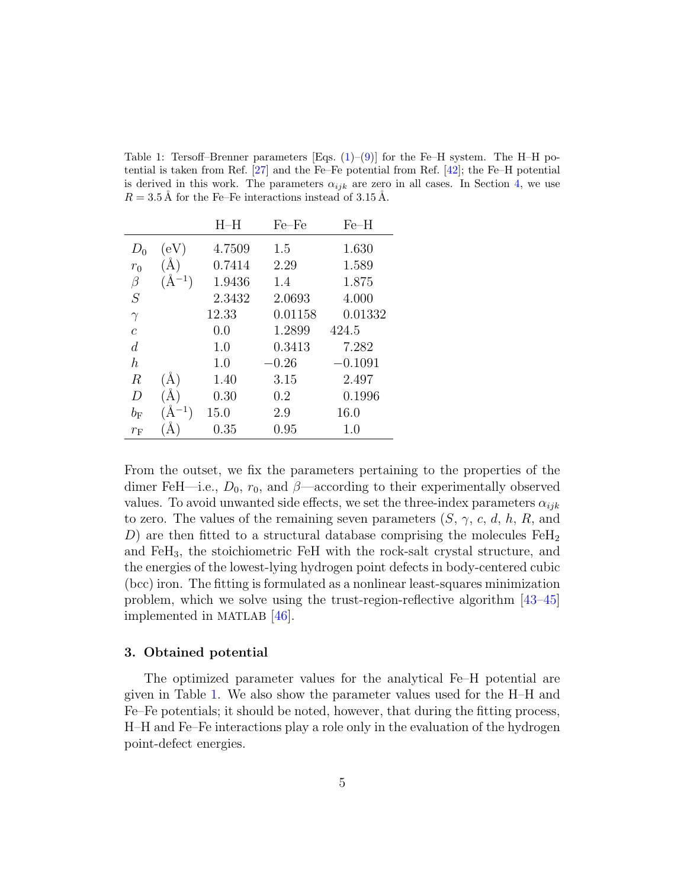Table 1: Tersoff–Brenner parameters [Eqs. (1)–(9)] for the Fe–H system. The H–H potential is taken from Ref. [27] and the Fe–Fe potential from Ref. [42]; the Fe–H potential is derived in this work. The parameters $\alpha_{ijk}$ are zero in all cases. In Section 4, we use $R = 3.5$ Å for the Fe–Fe interactions instead of 3.15 Å.

| | | H–H | Fe–Fe | Fe–H |
|---|---|---|---|---|
| $D_0$ | (eV) | 4.7509 | 1.5 | 1.630 |
| $r_0$ | (Å) | 0.7414 | 2.29 | 1.589 |
| $\beta$ | (Å$^{-1}$) | 1.9436 | 1.4 | 1.875 |
| $S$ | | 2.3432 | 2.0693 | 4.000 |
| $\gamma$ | | 12.33 | 0.01158 | 0.01332 |
| $c$ | | 0.0 | 1.2899 | 424.5 |
| $d$ | | 1.0 | 0.3413 | 7.282 |
| $h$ | | 1.0 | −0.26 | −0.1091 |
| $R$ | (Å) | 1.40 | 3.15 | 2.497 |
| $D$ | (Å) | 0.30 | 0.2 | 0.1996 |
| $b_{\mathrm{F}}$ | (Å$^{-1}$) | 15.0 | 2.9 | 16.0 |
| $r_{\mathrm{F}}$ | (Å) | 0.35 | 0.95 | 1.0 |

From the outset, we fix the parameters pertaining to the properties of the dimer FeH—i.e., $D_0$, $r_0$, and $\beta$—according to their experimentally observed values. To avoid unwanted side effects, we set the three-index parameters $\alpha_{ijk}$ to zero. The values of the remaining seven parameters ($S$, $\gamma$, $c$, $d$, $h$, $R$, and $D$) are then fitted to a structural database comprising the molecules $FeH_2$ and $FeH_3$, the stoichiometric FeH with the rock-salt crystal structure, and the energies of the lowest-lying hydrogen point defects in body-centered cubic (bcc) iron. The fitting is formulated as a nonlinear least-squares minimization problem, which we solve using the trust-region-reflective algorithm [43–45] implemented in MATLAB [46].

### 3. Obtained potential

The optimized parameter values for the analytical Fe–H potential are given in Table 1. We also show the parameter values used for the H–H and Fe–Fe potentials; it should be noted, however, that during the fitting process, H–H and Fe–Fe interactions play a role only in the evaluation of the hydrogen point-defect energies.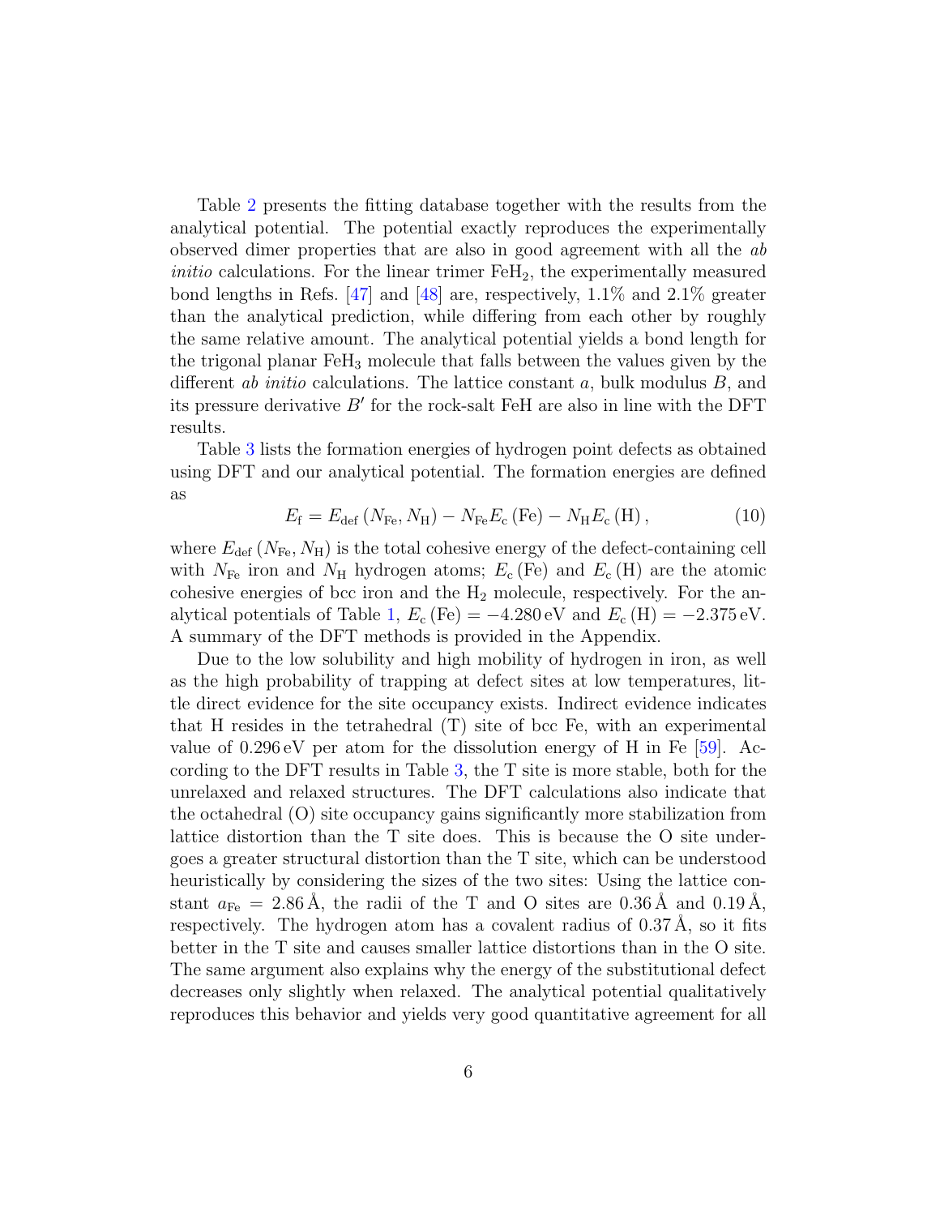Table 2 presents the fitting database together with the results from the analytical potential. The potential exactly reproduces the experimentally observed dimer properties that are also in good agreement with all the *ab initio* calculations. For the linear trimer $FeH_2$, the experimentally measured bond lengths in Refs. [47] and [48] are, respectively, 1.1% and 2.1% greater than the analytical prediction, while differing from each other by roughly the same relative amount. The analytical potential yields a bond length for the trigonal planar $FeH_3$ molecule that falls between the values given by the different *ab initio* calculations. The lattice constant $a$, bulk modulus $B$, and its pressure derivative $B'$ for the rock-salt FeH are also in line with the DFT results.

Table 3 lists the formation energies of hydrogen point defects as obtained using DFT and our analytical potential. The formation energies are defined as

$$E_{\mathrm{f}} = E_{\mathrm{def}}\left(N_{\mathrm{Fe}}, N_{\mathrm{H}}\right) - N_{\mathrm{Fe}} E_{\mathrm{c}}\left(\mathrm{Fe}\right) - N_{\mathrm{H}} E_{\mathrm{c}}\left(\mathrm{H}\right), \tag{10}$$

where $E_{\mathrm{def}}\left(N_{\mathrm{Fe}}, N_{\mathrm{H}}\right)$ is the total cohesive energy of the defect-containing cell with $N_{\mathrm{Fe}}$ iron and $N_{\mathrm{H}}$ hydrogen atoms; $E_{\mathrm{c}}\left(\mathrm{Fe}\right)$ and $E_{\mathrm{c}}\left(\mathrm{H}\right)$ are the atomic cohesive energies of bcc iron and the $H_2$ molecule, respectively. For the analytical potentials of Table 1, $E_{\mathrm{c}}\left(\mathrm{Fe}\right) = -4.280\,\mathrm{eV}$ and $E_{\mathrm{c}}\left(\mathrm{H}\right) = -2.375\,\mathrm{eV}$. A summary of the DFT methods is provided in the Appendix.

Due to the low solubility and high mobility of hydrogen in iron, as well as the high probability of trapping at defect sites at low temperatures, little direct evidence for the site occupancy exists. Indirect evidence indicates that H resides in the tetrahedral (T) site of bcc Fe, with an experimental value of 0.296 eV per atom for the dissolution energy of H in Fe [59]. According to the DFT results in Table 3, the T site is more stable, both for the unrelaxed and relaxed structures. The DFT calculations also indicate that the octahedral (O) site occupancy gains significantly more stabilization from lattice distortion than the T site does. This is because the O site undergoes a greater structural distortion than the T site, which can be understood heuristically by considering the sizes of the two sites: Using the lattice constant $a_{\mathrm{Fe}} = 2.86\,\mathrm{Å}$, the radii of the T and O sites are $0.36\,\mathrm{Å}$ and $0.19\,\mathrm{Å}$, respectively. The hydrogen atom has a covalent radius of $0.37\,\mathrm{Å}$, so it fits better in the T site and causes smaller lattice distortions than in the O site. The same argument also explains why the energy of the substitutional defect decreases only slightly when relaxed. The analytical potential qualitatively reproduces this behavior and yields very good quantitative agreement for all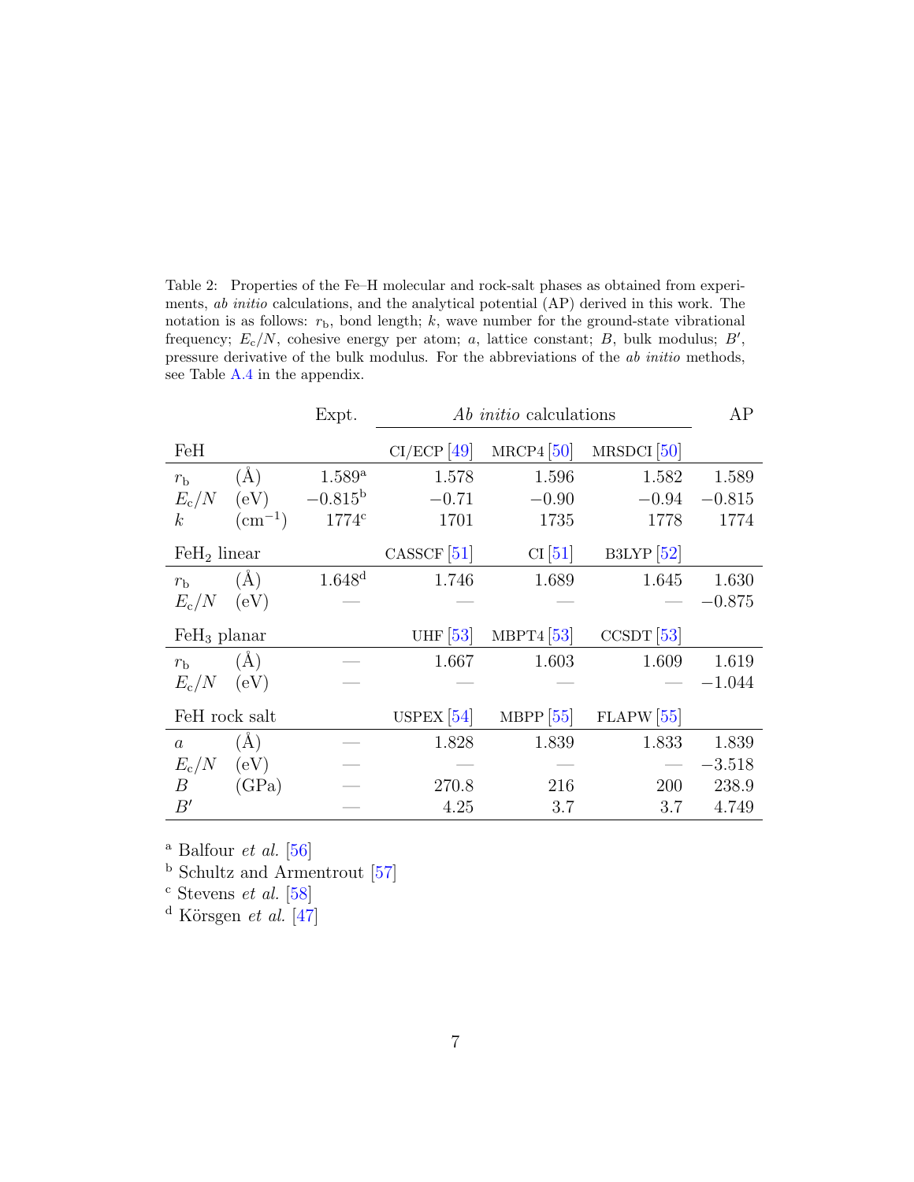Table 2: Properties of the Fe–H molecular and rock-salt phases as obtained from experiments, *ab initio* calculations, and the analytical potential (AP) derived in this work. The notation is as follows: $r_\mathrm{b}$, bond length; $k$, wave number for the ground-state vibrational frequency; $E_\mathrm{c}/N$, cohesive energy per atom; $a$, lattice constant; $B$, bulk modulus; $B'$, pressure derivative of the bulk modulus. For the abbreviations of the *ab initio* methods, see Table A.4 in the appendix.

| | | Expt. | *Ab initio* calculations | | | AP |
|---|---|---|---|---|---|---|
| **FeH** | | | CI/ECP [49] | MRCP4 [50] | MRSDCI [50] | |
| $r_\mathrm{b}$ | (Å) | 1.589[a] | 1.578 | 1.596 | 1.582 | 1.589 |
| $E_\mathrm{c}/N$ | (eV) | −0.815[b] | −0.71 | −0.90 | −0.94 | −0.815 |
| $k$ | ($\mathrm{cm}^{-1}$) | 1774[c] | 1701 | 1735 | 1778 | 1774 |
| **$FeH_2$ linear** | | | CASSCF [51] | CI [51] | B3LYP [52] | |
| $r_\mathrm{b}$ | (Å) | 1.648[d] | 1.746 | 1.689 | 1.645 | 1.630 |
| $E_\mathrm{c}/N$ | (eV) | — | — | — | — | −0.875 |
| **$FeH_3$ planar** | | | UHF [53] | MBPT4 [53] | CCSDT [53] | |
| $r_\mathrm{b}$ | (Å) | — | 1.667 | 1.603 | 1.609 | 1.619 |
| $E_\mathrm{c}/N$ | (eV) | — | — | — | — | −1.044 |
| **FeH rock salt** | | | USPEX [54] | MBPP [55] | FLAPW [55] | |
| $a$ | (Å) | — | 1.828 | 1.839 | 1.833 | 1.839 |
| $E_\mathrm{c}/N$ | (eV) | — | — | — | — | −3.518 |
| $B$ | (GPa) | — | 270.8 | 216 | 200 | 238.9 |
| $B'$ | | — | 4.25 | 3.7 | 3.7 | 4.749 |

[a] Balfour *et al.* [56]
[b] Schultz and Armentrout [57]
[c] Stevens *et al.* [58]
[d] Körsgen *et al.* [47]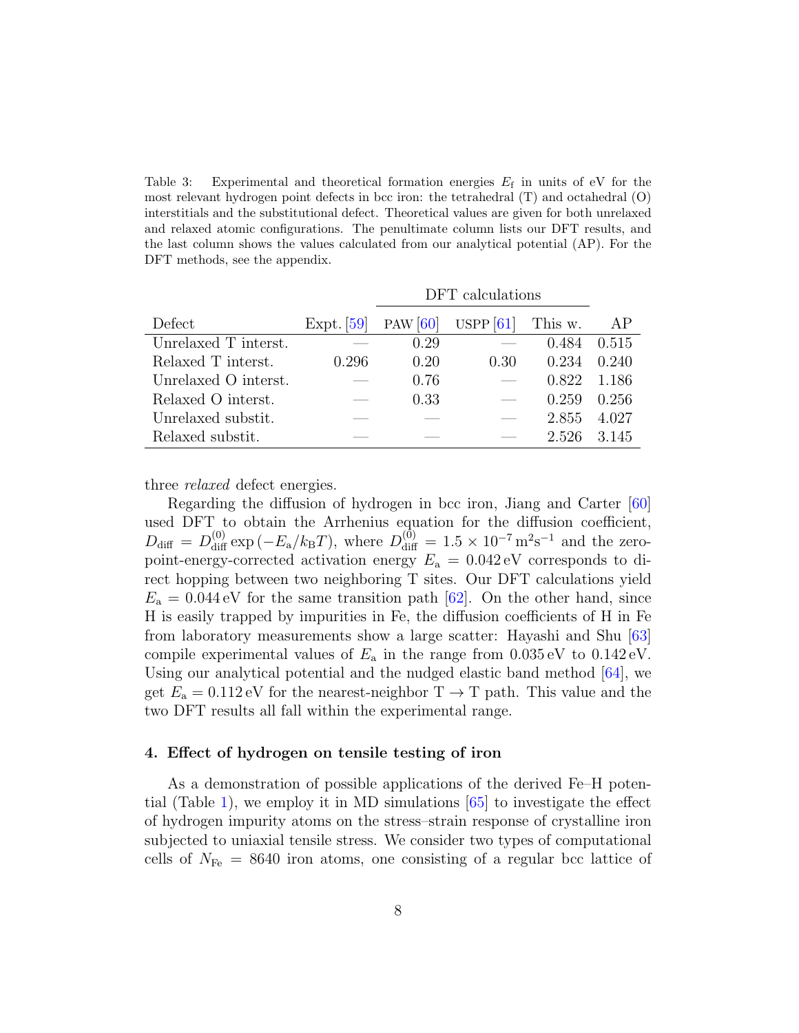Table 3: Experimental and theoretical formation energies $E_\mathrm{f}$ in units of eV for the most relevant hydrogen point defects in bcc iron: the tetrahedral (T) and octahedral (O) interstitials and the substitutional defect. Theoretical values are given for both unrelaxed and relaxed atomic configurations. The penultimate column lists our DFT results, and the last column shows the values calculated from our analytical potential (AP). For the DFT methods, see the appendix.

| | | DFT calculations | | | |
|---|---|---|---|---|---|
| Defect | Expt. [59] | PAW [60] | USPP [61] | This w. | AP |
| Unrelaxed T interst. | — | 0.29 | — | 0.484 | 0.515 |
| Relaxed T interst. | 0.296 | 0.20 | 0.30 | 0.234 | 0.240 |
| Unrelaxed O interst. | — | 0.76 | — | 0.822 | 1.186 |
| Relaxed O interst. | — | 0.33 | — | 0.259 | 0.256 |
| Unrelaxed substit. | — | — | — | 2.855 | 4.027 |
| Relaxed substit. | — | — | — | 2.526 | 3.145 |

three *relaxed* defect energies.

Regarding the diffusion of hydrogen in bcc iron, Jiang and Carter [60] used DFT to obtain the Arrhenius equation for the diffusion coefficient, $D_\mathrm{diff} = D_\mathrm{diff}^{(0)} \exp\left(-E_\mathrm{a}/k_\mathrm{B}T\right)$, where $D_\mathrm{diff}^{(0)} = 1.5 \times 10^{-7}\,\mathrm{m^2 s^{-1}}$ and the zero-point-energy-corrected activation energy $E_\mathrm{a} = 0.042\,\mathrm{eV}$ corresponds to direct hopping between two neighboring T sites. Our DFT calculations yield $E_\mathrm{a} = 0.044\,\mathrm{eV}$ for the same transition path [62]. On the other hand, since H is easily trapped by impurities in Fe, the diffusion coefficients of H in Fe from laboratory measurements show a large scatter: Hayashi and Shu [63] compile experimental values of $E_\mathrm{a}$ in the range from $0.035\,\mathrm{eV}$ to $0.142\,\mathrm{eV}$. Using our analytical potential and the nudged elastic band method [64], we get $E_\mathrm{a} = 0.112\,\mathrm{eV}$ for the nearest-neighbor $\mathrm{T} \rightarrow \mathrm{T}$ path. This value and the two DFT results all fall within the experimental range.

## 4. Effect of hydrogen on tensile testing of iron

As a demonstration of possible applications of the derived Fe–H potential (Table 1), we employ it in MD simulations [65] to investigate the effect of hydrogen impurity atoms on the stress–strain response of crystalline iron subjected to uniaxial tensile stress. We consider two types of computational cells of $N_\mathrm{Fe} = 8640$ iron atoms, one consisting of a regular bcc lattice of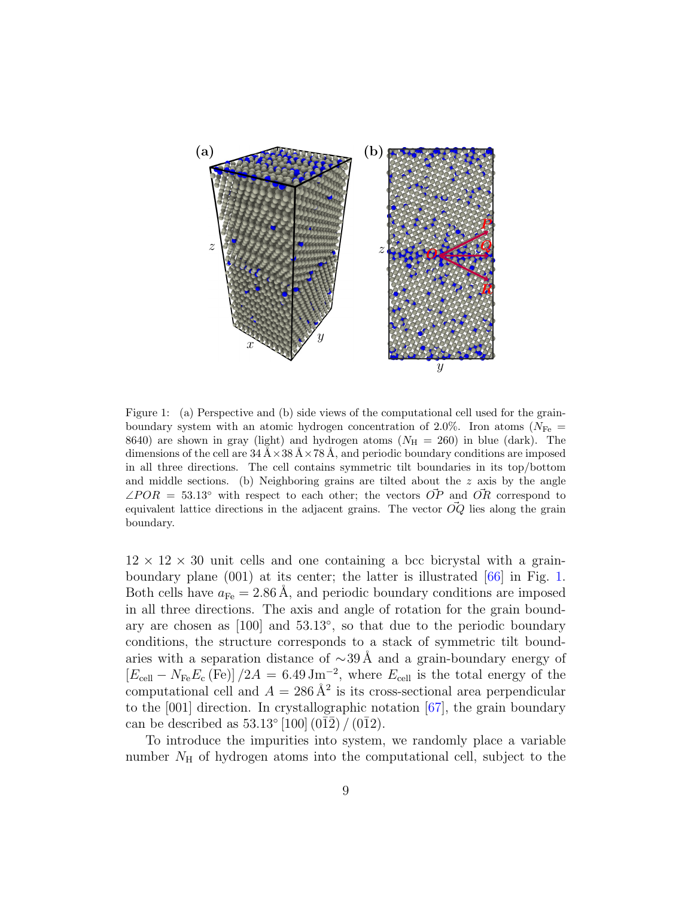Figure 1: (a) Perspective and (b) side views of the computational cell used for the grain-boundary system with an atomic hydrogen concentration of 2.0%. Iron atoms ($N_{\mathrm{Fe}} = 8640$) are shown in gray (light) and hydrogen atoms ($N_{\mathrm{H}} = 260$) in blue (dark). The dimensions of the cell are $34\,\text{Å} \times 38\,\text{Å} \times 78\,\text{Å}$, and periodic boundary conditions are imposed in all three directions. The cell contains symmetric tilt boundaries in its top/bottom and middle sections. (b) Neighboring grains are tilted about the $z$ axis by the angle $\angle POR = 53.13^{\circ}$ with respect to each other; the vectors $\vec{OP}$ and $\vec{OR}$ correspond to equivalent lattice directions in the adjacent grains. The vector $\vec{OQ}$ lies along the grain boundary.

$12 \times 12 \times 30$ unit cells and one containing a bcc bicrystal with a grain-boundary plane (001) at its center; the latter is illustrated [66] in Fig. 1. Both cells have $a_{\mathrm{Fe}} = 2.86\,\text{Å}$, and periodic boundary conditions are imposed in all three directions. The axis and angle of rotation for the grain boundary are chosen as [100] and 53.13°, so that due to the periodic boundary conditions, the structure corresponds to a stack of symmetric tilt boundaries with a separation distance of $\sim 39\,\text{Å}$ and a grain-boundary energy of $\left[E_{\mathrm{cell}} - N_{\mathrm{Fe}} E_{\mathrm{c}}\left(\mathrm{Fe}\right)\right]/2A = 6.49\,\mathrm{J\,m^{-2}}$, where $E_{\mathrm{cell}}$ is the total energy of the computational cell and $A = 286\,\text{Å}^2$ is its cross-sectional area perpendicular to the [001] direction. In crystallographic notation [67], the grain boundary can be described as $53.13^{\circ}\,[100]\,(0\bar{1}\bar{2})\,/\,(0\bar{1}2)$.

To introduce the impurities into system, we randomly place a variable number $N_{\mathrm{H}}$ of hydrogen atoms into the computational cell, subject to the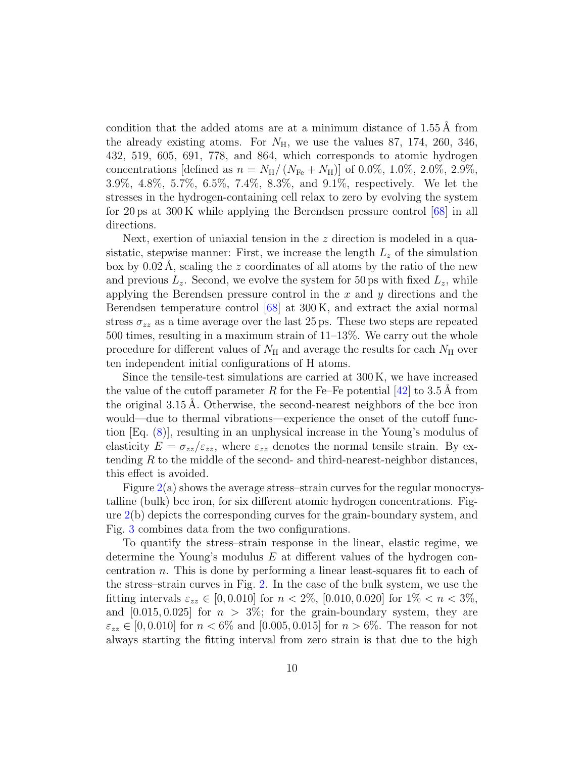condition that the added atoms are at a minimum distance of 1.55 Å from the already existing atoms. For $N_{\mathrm{H}}$, we use the values 87, 174, 260, 346, 432, 519, 605, 691, 778, and 864, which corresponds to atomic hydrogen concentrations [defined as $n = N_{\mathrm{H}}/\left(N_{\mathrm{Fe}} + N_{\mathrm{H}}\right)$] of 0.0%, 1.0%, 2.0%, 2.9%, 3.9%, 4.8%, 5.7%, 6.5%, 7.4%, 8.3%, and 9.1%, respectively. We let the stresses in the hydrogen-containing cell relax to zero by evolving the system for 20 ps at 300 K while applying the Berendsen pressure control [68] in all directions.

Next, exertion of uniaxial tension in the $z$ direction is modeled in a quasistatic, stepwise manner: First, we increase the length $L_z$ of the simulation box by 0.02 Å, scaling the $z$ coordinates of all atoms by the ratio of the new and previous $L_z$. Second, we evolve the system for 50 ps with fixed $L_z$, while applying the Berendsen pressure control in the $x$ and $y$ directions and the Berendsen temperature control [68] at 300 K, and extract the axial normal stress $\sigma_{zz}$ as a time average over the last 25 ps. These two steps are repeated 500 times, resulting in a maximum strain of 11–13%. We carry out the whole procedure for different values of $N_{\mathrm{H}}$ and average the results for each $N_{\mathrm{H}}$ over ten independent initial configurations of H atoms.

Since the tensile-test simulations are carried at 300 K, we have increased the value of the cutoff parameter $R$ for the Fe–Fe potential [42] to 3.5 Å from the original 3.15 Å. Otherwise, the second-nearest neighbors of the bcc iron would—due to thermal vibrations—experience the onset of the cutoff function [Eq. (8)], resulting in an unphysical increase in the Young's modulus of elasticity $E = \sigma_{zz}/\varepsilon_{zz}$, where $\varepsilon_{zz}$ denotes the normal tensile strain. By extending $R$ to the middle of the second- and third-nearest-neighbor distances, this effect is avoided.

Figure 2(a) shows the average stress–strain curves for the regular monocrystalline (bulk) bcc iron, for six different atomic hydrogen concentrations. Figure 2(b) depicts the corresponding curves for the grain-boundary system, and Fig. 3 combines data from the two configurations.

To quantify the stress–strain response in the linear, elastic regime, we determine the Young's modulus $E$ at different values of the hydrogen concentration $n$. This is done by performing a linear least-squares fit to each of the stress–strain curves in Fig. 2. In the case of the bulk system, we use the fitting intervals $\varepsilon_{zz} \in [0, 0.010]$ for $n < 2\%$, $[0.010, 0.020]$ for $1\% < n < 3\%$, and $[0.015, 0.025]$ for $n > 3\%$; for the grain-boundary system, they are $\varepsilon_{zz} \in [0, 0.010]$ for $n < 6\%$ and $[0.005, 0.015]$ for $n > 6\%$. The reason for not always starting the fitting interval from zero strain is that due to the high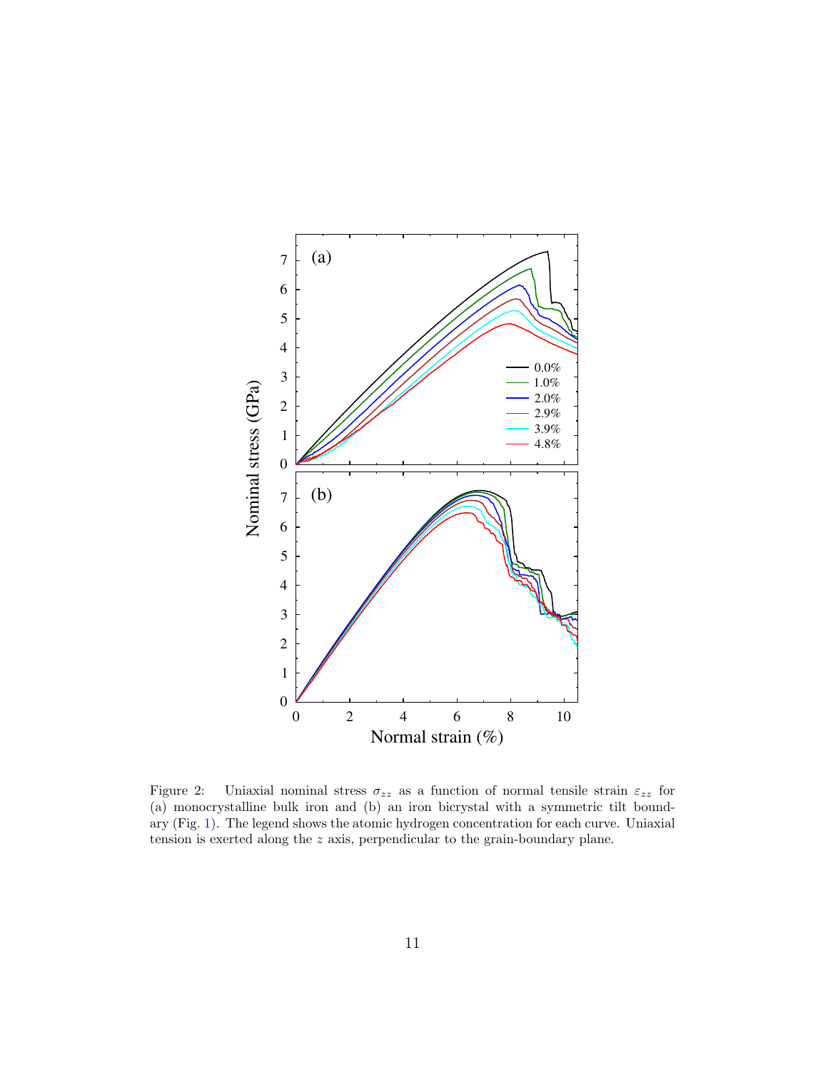Figure 2: Uniaxial nominal stress $\sigma_{zz}$ as a function of normal tensile strain $\varepsilon_{zz}$ for (a) monocrystalline bulk iron and (b) an iron bicrystal with a symmetric tilt boundary (Fig. 1). The legend shows the atomic hydrogen concentration for each curve. Uniaxial tension is exerted along the $z$ axis, perpendicular to the grain-boundary plane.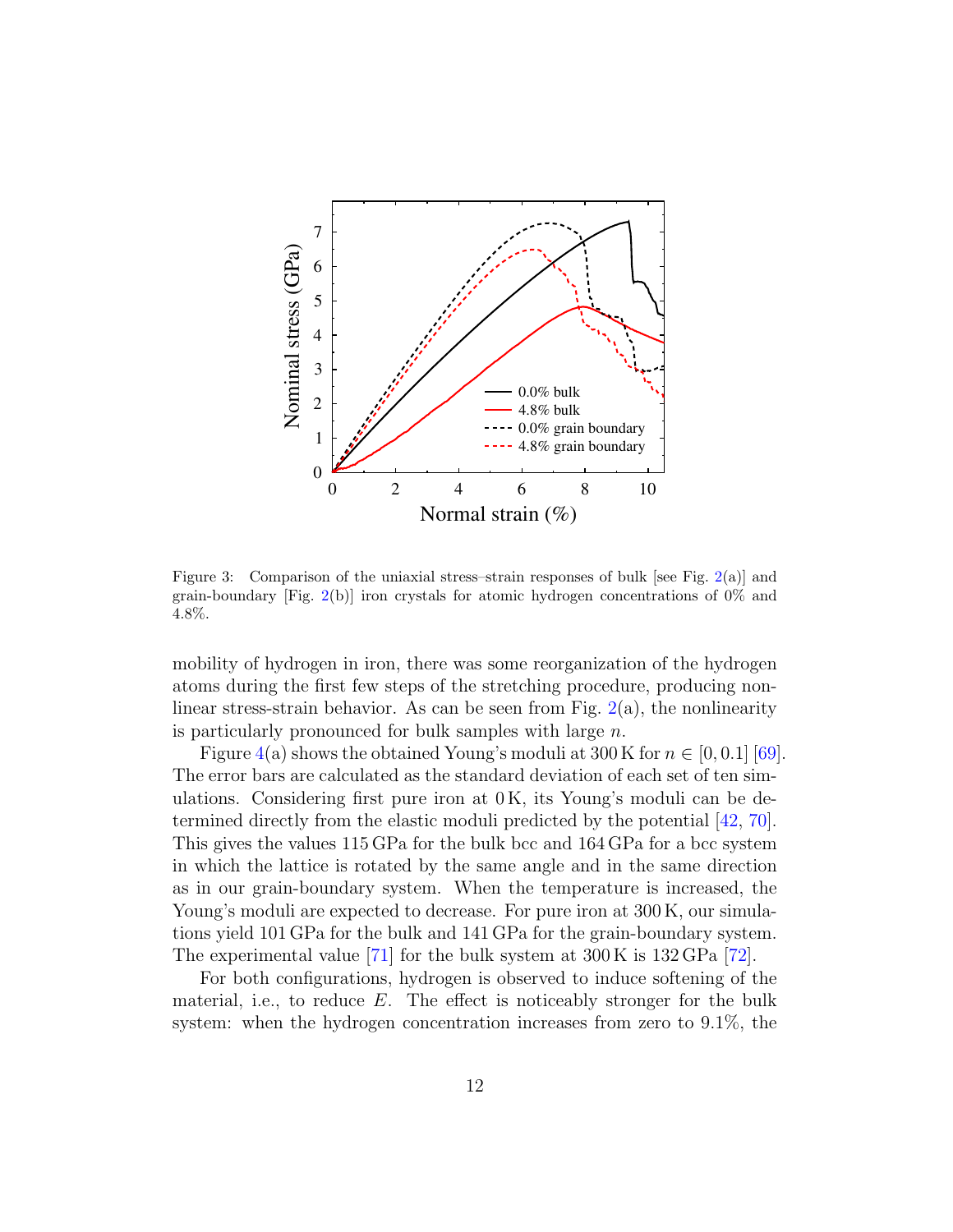Figure 3: Comparison of the uniaxial stress–strain responses of bulk [see Fig. 2(a)] and grain-boundary [Fig. 2(b)] iron crystals for atomic hydrogen concentrations of 0% and 4.8%.

mobility of hydrogen in iron, there was some reorganization of the hydrogen atoms during the first few steps of the stretching procedure, producing non-linear stress-strain behavior. As can be seen from Fig. 2(a), the nonlinearity is particularly pronounced for bulk samples with large $n$.

Figure 4(a) shows the obtained Young's moduli at 300 K for $n \in [0, 0.1]$ [69]. The error bars are calculated as the standard deviation of each set of ten simulations. Considering first pure iron at 0 K, its Young's moduli can be determined directly from the elastic moduli predicted by the potential [42, 70]. This gives the values 115 GPa for the bulk bcc and 164 GPa for a bcc system in which the lattice is rotated by the same angle and in the same direction as in our grain-boundary system. When the temperature is increased, the Young's moduli are expected to decrease. For pure iron at 300 K, our simulations yield 101 GPa for the bulk and 141 GPa for the grain-boundary system. The experimental value [71] for the bulk system at 300 K is 132 GPa [72].

For both configurations, hydrogen is observed to induce softening of the material, i.e., to reduce $E$. The effect is noticeably stronger for the bulk system: when the hydrogen concentration increases from zero to 9.1%, the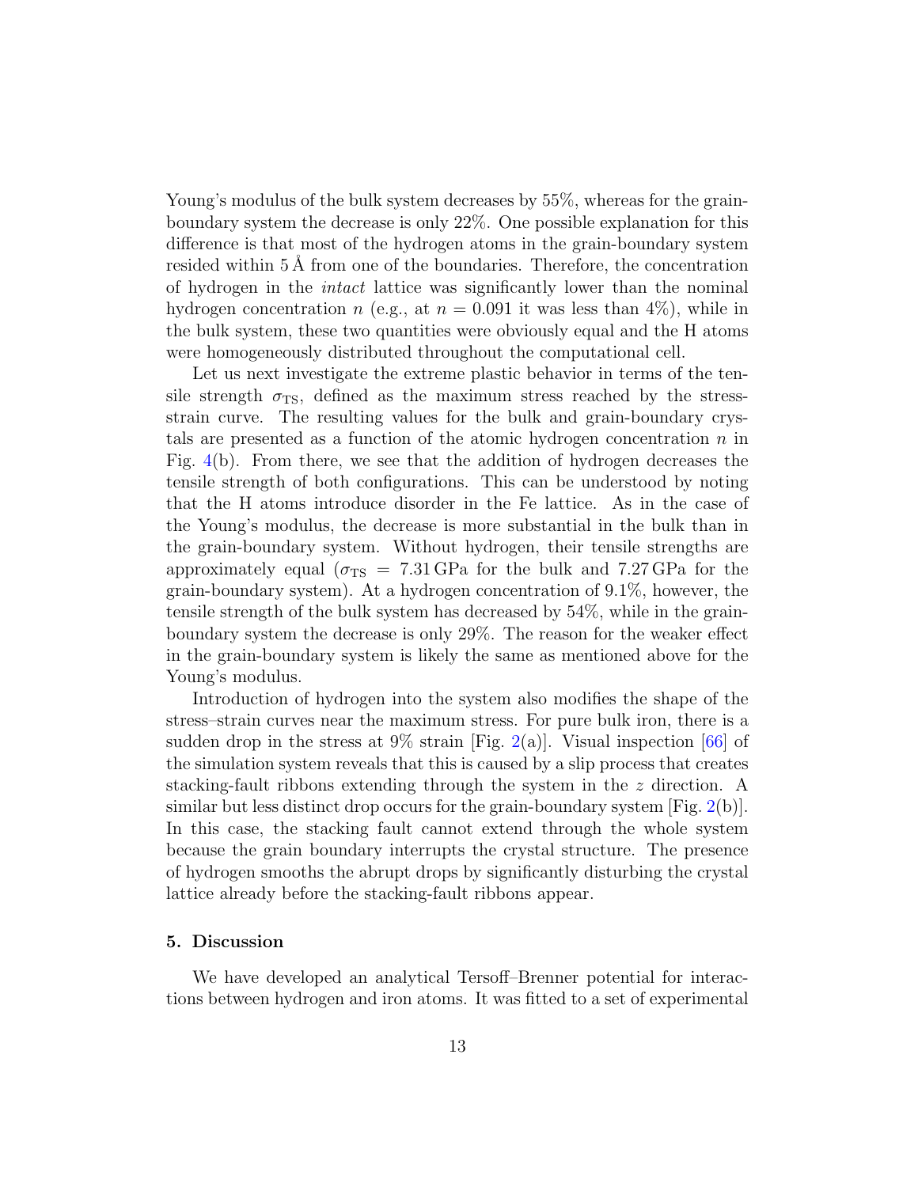Young's modulus of the bulk system decreases by 55%, whereas for the grain-boundary system the decrease is only 22%. One possible explanation for this difference is that most of the hydrogen atoms in the grain-boundary system resided within 5 Å from one of the boundaries. Therefore, the concentration of hydrogen in the *intact* lattice was significantly lower than the nominal hydrogen concentration $n$ (e.g., at $n = 0.091$ it was less than 4%), while in the bulk system, these two quantities were obviously equal and the H atoms were homogeneously distributed throughout the computational cell.

Let us next investigate the extreme plastic behavior in terms of the tensile strength $\sigma_{\mathrm{TS}}$, defined as the maximum stress reached by the stress-strain curve. The resulting values for the bulk and grain-boundary crystals are presented as a function of the atomic hydrogen concentration $n$ in Fig. 4(b). From there, we see that the addition of hydrogen decreases the tensile strength of both configurations. This can be understood by noting that the H atoms introduce disorder in the Fe lattice. As in the case of the Young's modulus, the decrease is more substantial in the bulk than in the grain-boundary system. Without hydrogen, their tensile strengths are approximately equal ($\sigma_{\mathrm{TS}} = 7.31\,\mathrm{GPa}$ for the bulk and $7.27\,\mathrm{GPa}$ for the grain-boundary system). At a hydrogen concentration of 9.1%, however, the tensile strength of the bulk system has decreased by 54%, while in the grain-boundary system the decrease is only 29%. The reason for the weaker effect in the grain-boundary system is likely the same as mentioned above for the Young's modulus.

Introduction of hydrogen into the system also modifies the shape of the stress–strain curves near the maximum stress. For pure bulk iron, there is a sudden drop in the stress at 9% strain [Fig. 2(a)]. Visual inspection [66] of the simulation system reveals that this is caused by a slip process that creates stacking-fault ribbons extending through the system in the $z$ direction. A similar but less distinct drop occurs for the grain-boundary system [Fig. 2(b)]. In this case, the stacking fault cannot extend through the whole system because the grain boundary interrupts the crystal structure. The presence of hydrogen smooths the abrupt drops by significantly disturbing the crystal lattice already before the stacking-fault ribbons appear.

## 5. Discussion

We have developed an analytical Tersoff–Brenner potential for interactions between hydrogen and iron atoms. It was fitted to a set of experimental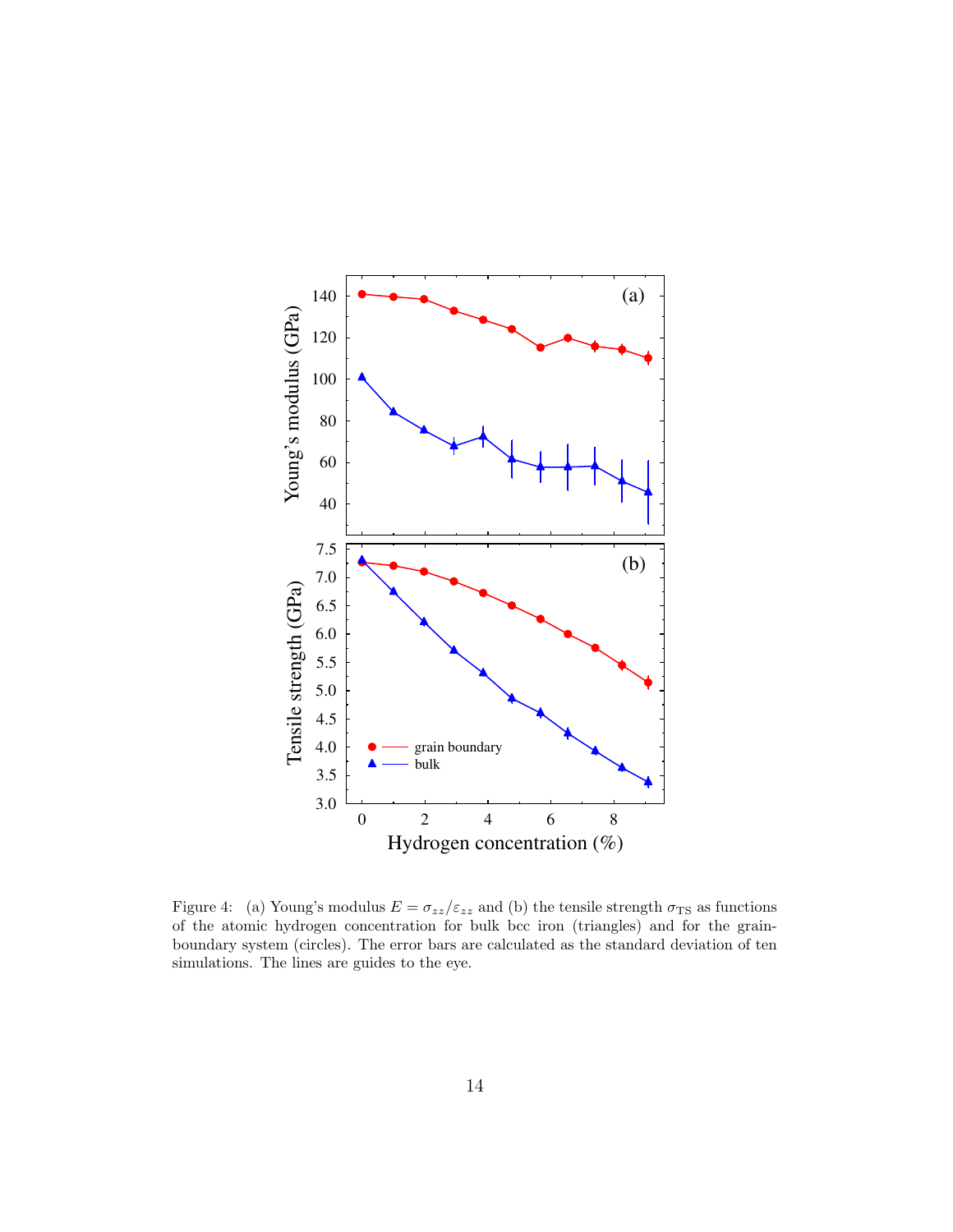Figure 4: (a) Young's modulus $E = \sigma_{zz}/\varepsilon_{zz}$ and (b) the tensile strength $\sigma_{\mathrm{TS}}$ as functions of the atomic hydrogen concentration for bulk bcc iron (triangles) and for the grain-boundary system (circles). The error bars are calculated as the standard deviation of ten simulations. The lines are guides to the eye.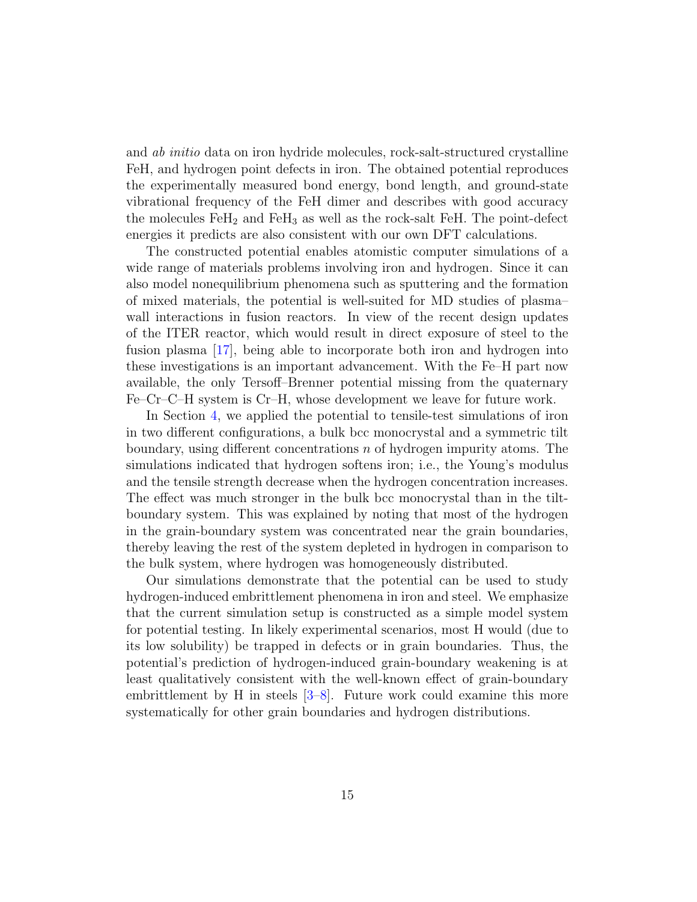and *ab initio* data on iron hydride molecules, rock-salt-structured crystalline FeH, and hydrogen point defects in iron. The obtained potential reproduces the experimentally measured bond energy, bond length, and ground-state vibrational frequency of the FeH dimer and describes with good accuracy the molecules $FeH_2$ and $FeH_3$ as well as the rock-salt FeH. The point-defect energies it predicts are also consistent with our own DFT calculations.

The constructed potential enables atomistic computer simulations of a wide range of materials problems involving iron and hydrogen. Since it can also model nonequilibrium phenomena such as sputtering and the formation of mixed materials, the potential is well-suited for MD studies of plasma–wall interactions in fusion reactors. In view of the recent design updates of the ITER reactor, which would result in direct exposure of steel to the fusion plasma [17], being able to incorporate both iron and hydrogen into these investigations is an important advancement. With the Fe–H part now available, the only Tersoff–Brenner potential missing from the quaternary Fe–Cr–C–H system is Cr–H, whose development we leave for future work.

In Section 4, we applied the potential to tensile-test simulations of iron in two different configurations, a bulk bcc monocrystal and a symmetric tilt boundary, using different concentrations $n$ of hydrogen impurity atoms. The simulations indicated that hydrogen softens iron; i.e., the Young's modulus and the tensile strength decrease when the hydrogen concentration increases. The effect was much stronger in the bulk bcc monocrystal than in the tilt-boundary system. This was explained by noting that most of the hydrogen in the grain-boundary system was concentrated near the grain boundaries, thereby leaving the rest of the system depleted in hydrogen in comparison to the bulk system, where hydrogen was homogeneously distributed.

Our simulations demonstrate that the potential can be used to study hydrogen-induced embrittlement phenomena in iron and steel. We emphasize that the current simulation setup is constructed as a simple model system for potential testing. In likely experimental scenarios, most H would (due to its low solubility) be trapped in defects or in grain boundaries. Thus, the potential's prediction of hydrogen-induced grain-boundary weakening is at least qualitatively consistent with the well-known effect of grain-boundary embrittlement by H in steels [3–8]. Future work could examine this more systematically for other grain boundaries and hydrogen distributions.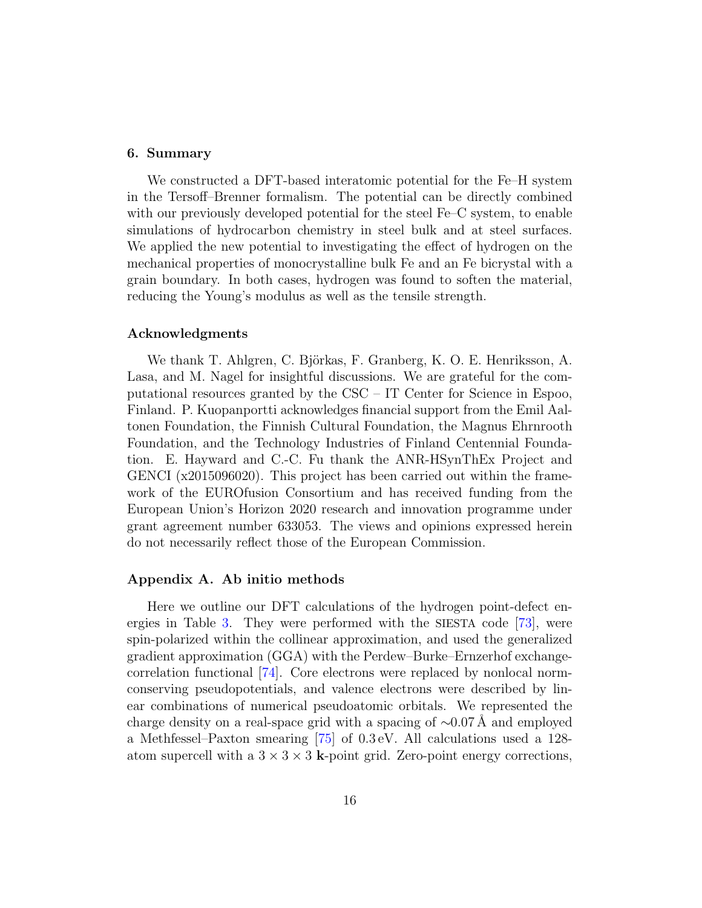## 6. Summary

We constructed a DFT-based interatomic potential for the Fe–H system in the Tersoff–Brenner formalism. The potential can be directly combined with our previously developed potential for the steel Fe–C system, to enable simulations of hydrocarbon chemistry in steel bulk and at steel surfaces. We applied the new potential to investigating the effect of hydrogen on the mechanical properties of monocrystalline bulk Fe and an Fe bicrystal with a grain boundary. In both cases, hydrogen was found to soften the material, reducing the Young's modulus as well as the tensile strength.

## Acknowledgments

We thank T. Ahlgren, C. Björkas, F. Granberg, K. O. E. Henriksson, A. Lasa, and M. Nagel for insightful discussions. We are grateful for the computational resources granted by the CSC – IT Center for Science in Espoo, Finland. P. Kuopanportti acknowledges financial support from the Emil Aaltonen Foundation, the Finnish Cultural Foundation, the Magnus Ehrnrooth Foundation, and the Technology Industries of Finland Centennial Foundation. E. Hayward and C.-C. Fu thank the ANR-HSynThEx Project and GENCI (x2015096020). This project has been carried out within the framework of the EUROfusion Consortium and has received funding from the European Union's Horizon 2020 research and innovation programme under grant agreement number 633053. The views and opinions expressed herein do not necessarily reflect those of the European Commission.

## Appendix A. Ab initio methods

Here we outline our DFT calculations of the hydrogen point-defect energies in Table 3. They were performed with the SIESTA code [73], were spin-polarized within the collinear approximation, and used the generalized gradient approximation (GGA) with the Perdew–Burke–Ernzerhof exchange-correlation functional [74]. Core electrons were replaced by nonlocal norm-conserving pseudopotentials, and valence electrons were described by linear combinations of numerical pseudoatomic orbitals. We represented the charge density on a real-space grid with a spacing of $\sim$0.07 Å and employed a Methfessel–Paxton smearing [75] of 0.3 eV. All calculations used a 128-atom supercell with a $3 \times 3 \times 3$ **k**-point grid. Zero-point energy corrections,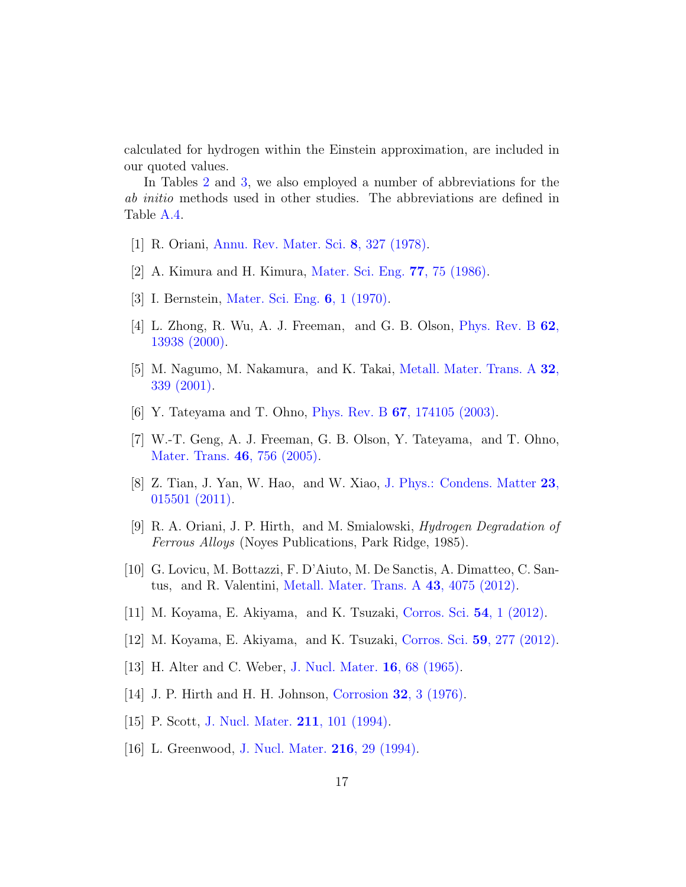calculated for hydrogen within the Einstein approximation, are included in our quoted values.

In Tables 2 and 3, we also employed a number of abbreviations for the *ab initio* methods used in other studies. The abbreviations are defined in Table A.4.

[1] R. Oriani, Annu. Rev. Mater. Sci. **8**, 327 (1978).

[2] A. Kimura and H. Kimura, Mater. Sci. Eng. **77**, 75 (1986).

[3] I. Bernstein, Mater. Sci. Eng. **6**, 1 (1970).

[4] L. Zhong, R. Wu, A. J. Freeman, and G. B. Olson, Phys. Rev. B **62**, 13938 (2000).

[5] M. Nagumo, M. Nakamura, and K. Takai, Metall. Mater. Trans. A **32**, 339 (2001).

[6] Y. Tateyama and T. Ohno, Phys. Rev. B **67**, 174105 (2003).

[7] W.-T. Geng, A. J. Freeman, G. B. Olson, Y. Tateyama, and T. Ohno, Mater. Trans. **46**, 756 (2005).

[8] Z. Tian, J. Yan, W. Hao, and W. Xiao, J. Phys.: Condens. Matter **23**, 015501 (2011).

[9] R. A. Oriani, J. P. Hirth, and M. Smialowski, *Hydrogen Degradation of Ferrous Alloys* (Noyes Publications, Park Ridge, 1985).

[10] G. Lovicu, M. Bottazzi, F. D'Aiuto, M. De Sanctis, A. Dimatteo, C. Santus, and R. Valentini, Metall. Mater. Trans. A **43**, 4075 (2012).

[11] M. Koyama, E. Akiyama, and K. Tsuzaki, Corros. Sci. **54**, 1 (2012).

[12] M. Koyama, E. Akiyama, and K. Tsuzaki, Corros. Sci. **59**, 277 (2012).

[13] H. Alter and C. Weber, J. Nucl. Mater. **16**, 68 (1965).

[14] J. P. Hirth and H. H. Johnson, Corrosion **32**, 3 (1976).

[15] P. Scott, J. Nucl. Mater. **211**, 101 (1994).

[16] L. Greenwood, J. Nucl. Mater. **216**, 29 (1994).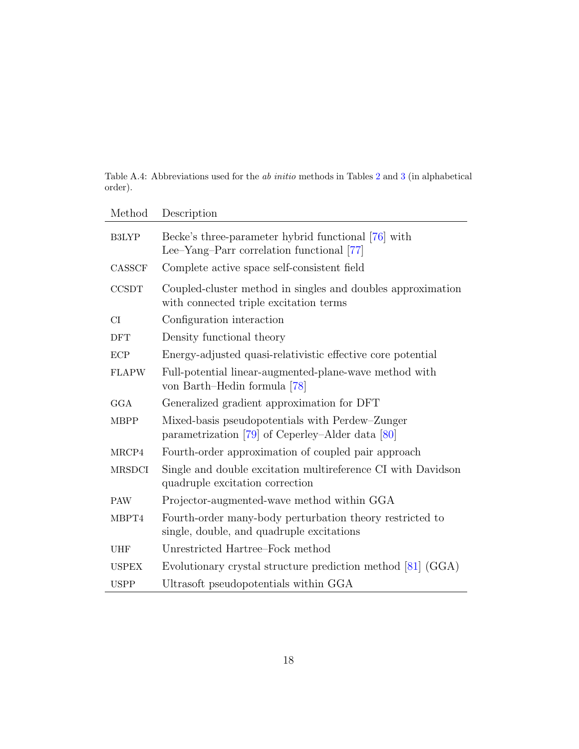Table A.4: Abbreviations used for the *ab initio* methods in Tables 2 and 3 (in alphabetical order).

| Method | Description |
|---|---|
| B3LYP | Becke's three-parameter hybrid functional [76] with Lee–Yang–Parr correlation functional [77] |
| CASSCF | Complete active space self-consistent field |
| CCSDT | Coupled-cluster method in singles and doubles approximation with connected triple excitation terms |
| CI | Configuration interaction |
| DFT | Density functional theory |
| ECP | Energy-adjusted quasi-relativistic effective core potential |
| FLAPW | Full-potential linear-augmented-plane-wave method with von Barth–Hedin formula [78] |
| GGA | Generalized gradient approximation for DFT |
| MBPP | Mixed-basis pseudopotentials with Perdew–Zunger parametrization [79] of Ceperley–Alder data [80] |
| MRCP4 | Fourth-order approximation of coupled pair approach |
| MRSDCI | Single and double excitation multireference CI with Davidson quadruple excitation correction |
| PAW | Projector-augmented-wave method within GGA |
| MBPT4 | Fourth-order many-body perturbation theory restricted to single, double, and quadruple excitations |
| UHF | Unrestricted Hartree–Fock method |
| USPEX | Evolutionary crystal structure prediction method [81] (GGA) |
| USPP | Ultrasoft pseudopotentials within GGA |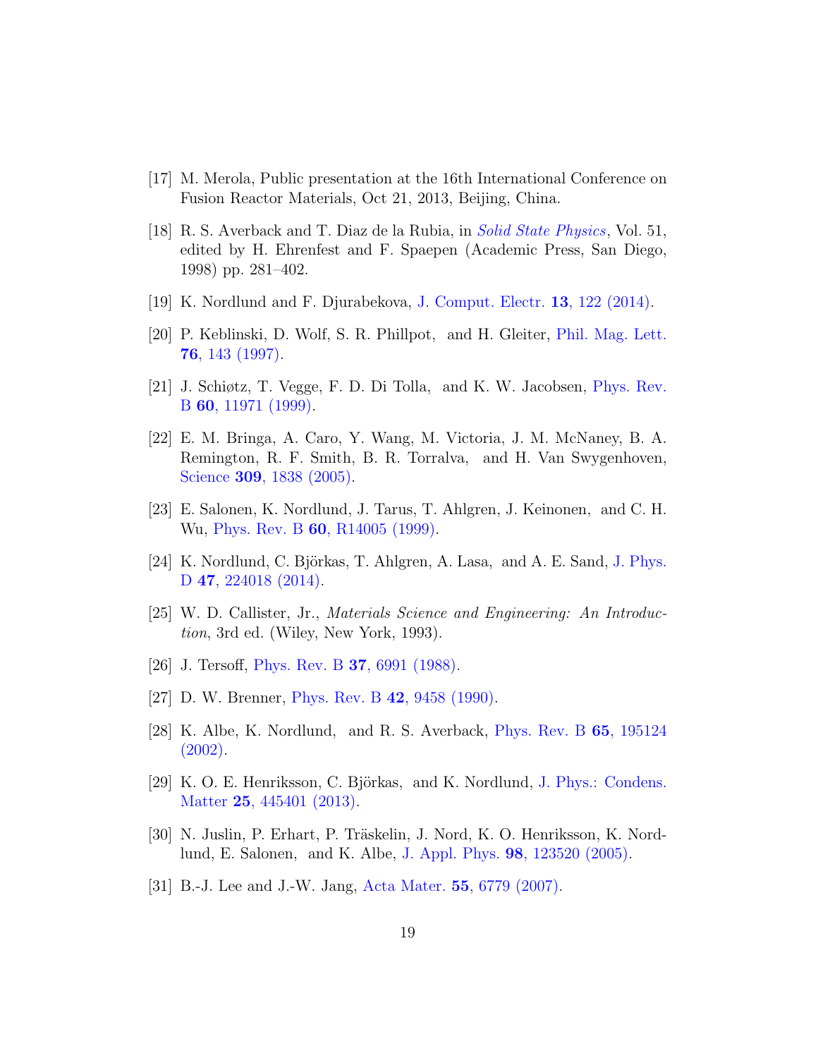[17] M. Merola, Public presentation at the 16th International Conference on Fusion Reactor Materials, Oct 21, 2013, Beijing, China.

[18] R. S. Averback and T. Diaz de la Rubia, in *Solid State Physics*, Vol. 51, edited by H. Ehrenfest and F. Spaepen (Academic Press, San Diego, 1998) pp. 281–402.

[19] K. Nordlund and F. Djurabekova, J. Comput. Electr. **13**, 122 (2014).

[20] P. Keblinski, D. Wolf, S. R. Phillpot, and H. Gleiter, Phil. Mag. Lett. **76**, 143 (1997).

[21] J. Schiøtz, T. Vegge, F. D. Di Tolla, and K. W. Jacobsen, Phys. Rev. B **60**, 11971 (1999).

[22] E. M. Bringa, A. Caro, Y. Wang, M. Victoria, J. M. McNaney, B. A. Remington, R. F. Smith, B. R. Torralva, and H. Van Swygenhoven, Science **309**, 1838 (2005).

[23] E. Salonen, K. Nordlund, J. Tarus, T. Ahlgren, J. Keinonen, and C. H. Wu, Phys. Rev. B **60**, R14005 (1999).

[24] K. Nordlund, C. Björkas, T. Ahlgren, A. Lasa, and A. E. Sand, J. Phys. D **47**, 224018 (2014).

[25] W. D. Callister, Jr., *Materials Science and Engineering: An Introduction*, 3rd ed. (Wiley, New York, 1993).

[26] J. Tersoff, Phys. Rev. B **37**, 6991 (1988).

[27] D. W. Brenner, Phys. Rev. B **42**, 9458 (1990).

[28] K. Albe, K. Nordlund, and R. S. Averback, Phys. Rev. B **65**, 195124 (2002).

[29] K. O. E. Henriksson, C. Björkas, and K. Nordlund, J. Phys.: Condens. Matter **25**, 445401 (2013).

[30] N. Juslin, P. Erhart, P. Träskelin, J. Nord, K. O. Henriksson, K. Nordlund, E. Salonen, and K. Albe, J. Appl. Phys. **98**, 123520 (2005).

[31] B.-J. Lee and J.-W. Jang, Acta Mater. **55**, 6779 (2007).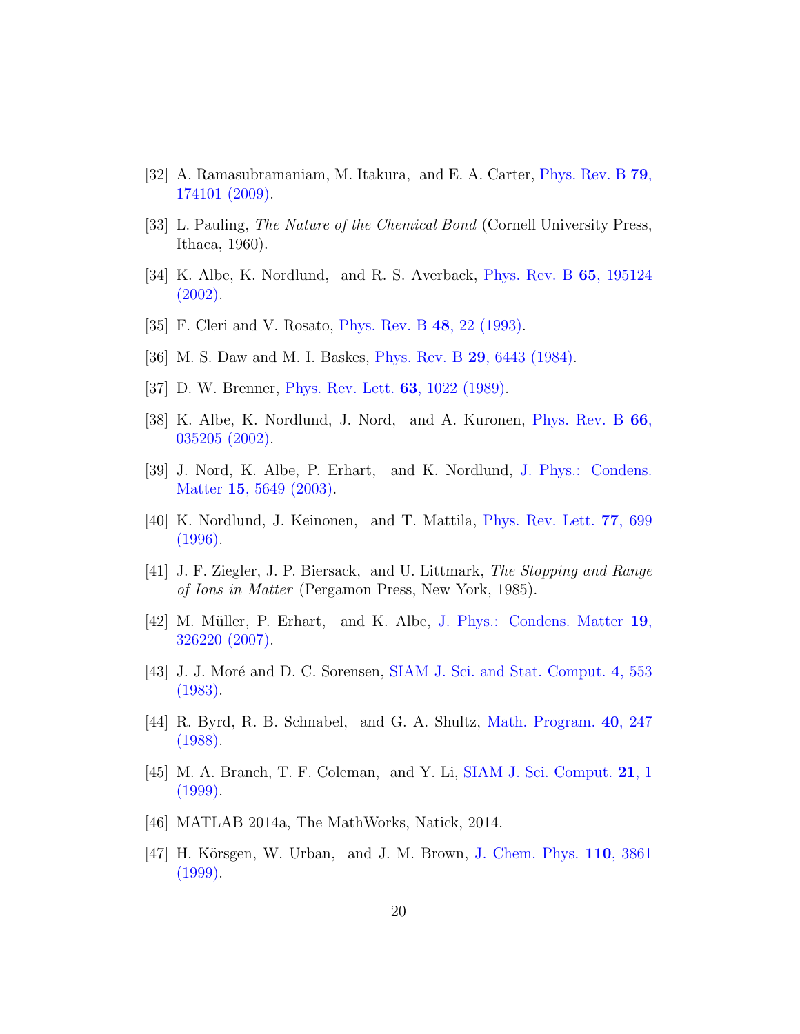[32] A. Ramasubramaniam, M. Itakura, and E. A. Carter, Phys. Rev. B **79**, 174101 (2009).

[33] L. Pauling, *The Nature of the Chemical Bond* (Cornell University Press, Ithaca, 1960).

[34] K. Albe, K. Nordlund, and R. S. Averback, Phys. Rev. B **65**, 195124 (2002).

[35] F. Cleri and V. Rosato, Phys. Rev. B **48**, 22 (1993).

[36] M. S. Daw and M. I. Baskes, Phys. Rev. B **29**, 6443 (1984).

[37] D. W. Brenner, Phys. Rev. Lett. **63**, 1022 (1989).

[38] K. Albe, K. Nordlund, J. Nord, and A. Kuronen, Phys. Rev. B **66**, 035205 (2002).

[39] J. Nord, K. Albe, P. Erhart, and K. Nordlund, J. Phys.: Condens. Matter **15**, 5649 (2003).

[40] K. Nordlund, J. Keinonen, and T. Mattila, Phys. Rev. Lett. **77**, 699 (1996).

[41] J. F. Ziegler, J. P. Biersack, and U. Littmark, *The Stopping and Range of Ions in Matter* (Pergamon Press, New York, 1985).

[42] M. Müller, P. Erhart, and K. Albe, J. Phys.: Condens. Matter **19**, 326220 (2007).

[43] J. J. Moré and D. C. Sorensen, SIAM J. Sci. and Stat. Comput. **4**, 553 (1983).

[44] R. Byrd, R. B. Schnabel, and G. A. Shultz, Math. Program. **40**, 247 (1988).

[45] M. A. Branch, T. F. Coleman, and Y. Li, SIAM J. Sci. Comput. **21**, 1 (1999).

[46] MATLAB 2014a, The MathWorks, Natick, 2014.

[47] H. Körsgen, W. Urban, and J. M. Brown, J. Chem. Phys. **110**, 3861 (1999).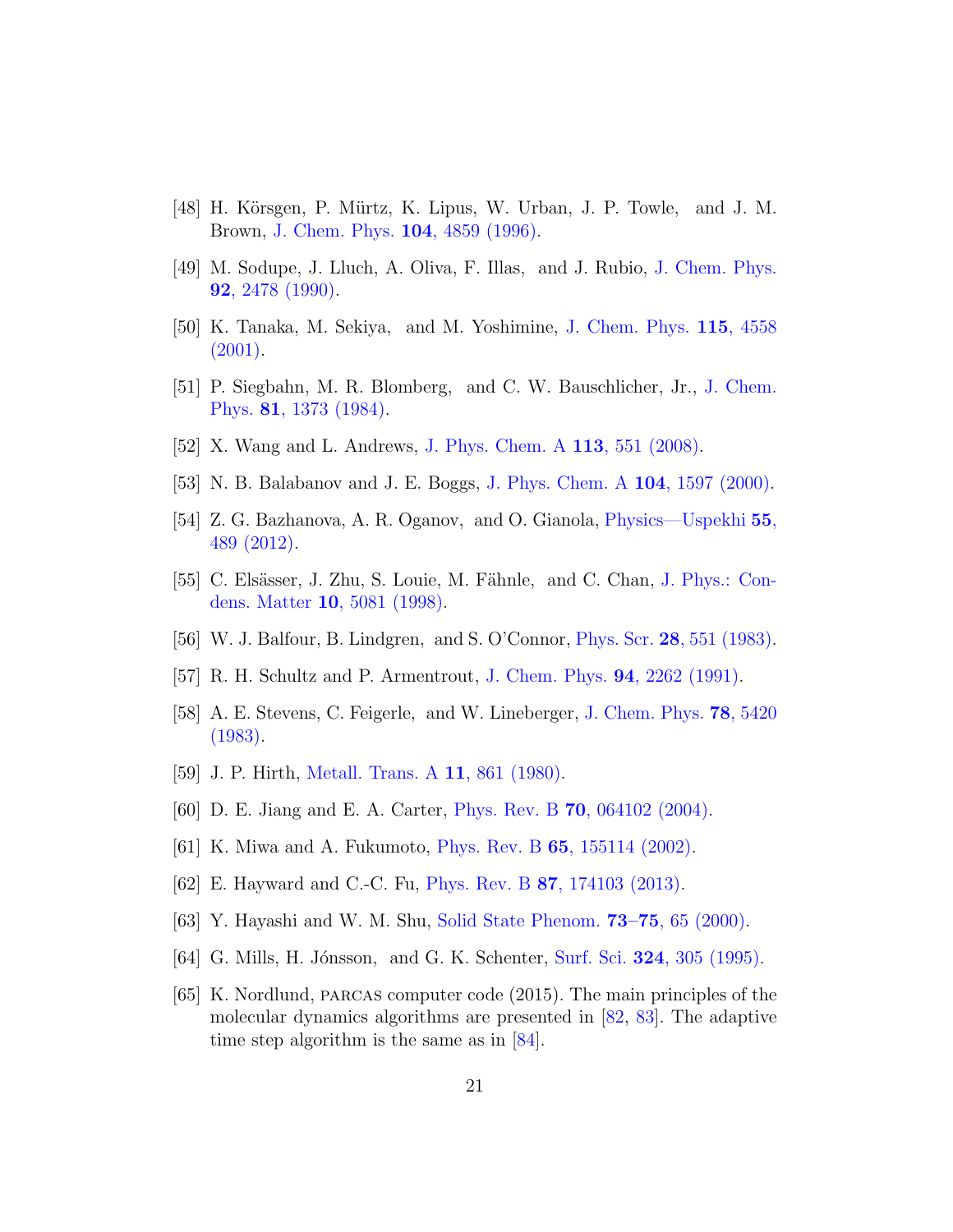[48] H. Körsgen, P. Mürtz, K. Lipus, W. Urban, J. P. Towle, and J. M. Brown, J. Chem. Phys. **104**, 4859 (1996).

[49] M. Sodupe, J. Lluch, A. Oliva, F. Illas, and J. Rubio, J. Chem. Phys. **92**, 2478 (1990).

[50] K. Tanaka, M. Sekiya, and M. Yoshimine, J. Chem. Phys. **115**, 4558 (2001).

[51] P. Siegbahn, M. R. Blomberg, and C. W. Bauschlicher, Jr., J. Chem. Phys. **81**, 1373 (1984).

[52] X. Wang and L. Andrews, J. Phys. Chem. A **113**, 551 (2008).

[53] N. B. Balabanov and J. E. Boggs, J. Phys. Chem. A **104**, 1597 (2000).

[54] Z. G. Bazhanova, A. R. Oganov, and O. Gianola, Physics—Uspekhi **55**, 489 (2012).

[55] C. Elsässer, J. Zhu, S. Louie, M. Fähnle, and C. Chan, J. Phys.: Condens. Matter **10**, 5081 (1998).

[56] W. J. Balfour, B. Lindgren, and S. O'Connor, Phys. Scr. **28**, 551 (1983).

[57] R. H. Schultz and P. Armentrout, J. Chem. Phys. **94**, 2262 (1991).

[58] A. E. Stevens, C. Feigerle, and W. Lineberger, J. Chem. Phys. **78**, 5420 (1983).

[59] J. P. Hirth, Metall. Trans. A **11**, 861 (1980).

[60] D. E. Jiang and E. A. Carter, Phys. Rev. B **70**, 064102 (2004).

[61] K. Miwa and A. Fukumoto, Phys. Rev. B **65**, 155114 (2002).

[62] E. Hayward and C.-C. Fu, Phys. Rev. B **87**, 174103 (2013).

[63] Y. Hayashi and W. M. Shu, Solid State Phenom. **73–75**, 65 (2000).

[64] G. Mills, H. Jónsson, and G. K. Schenter, Surf. Sci. **324**, 305 (1995).

[65] K. Nordlund, PARCAS computer code (2015). The main principles of the molecular dynamics algorithms are presented in [82, 83]. The adaptive time step algorithm is the same as in [84].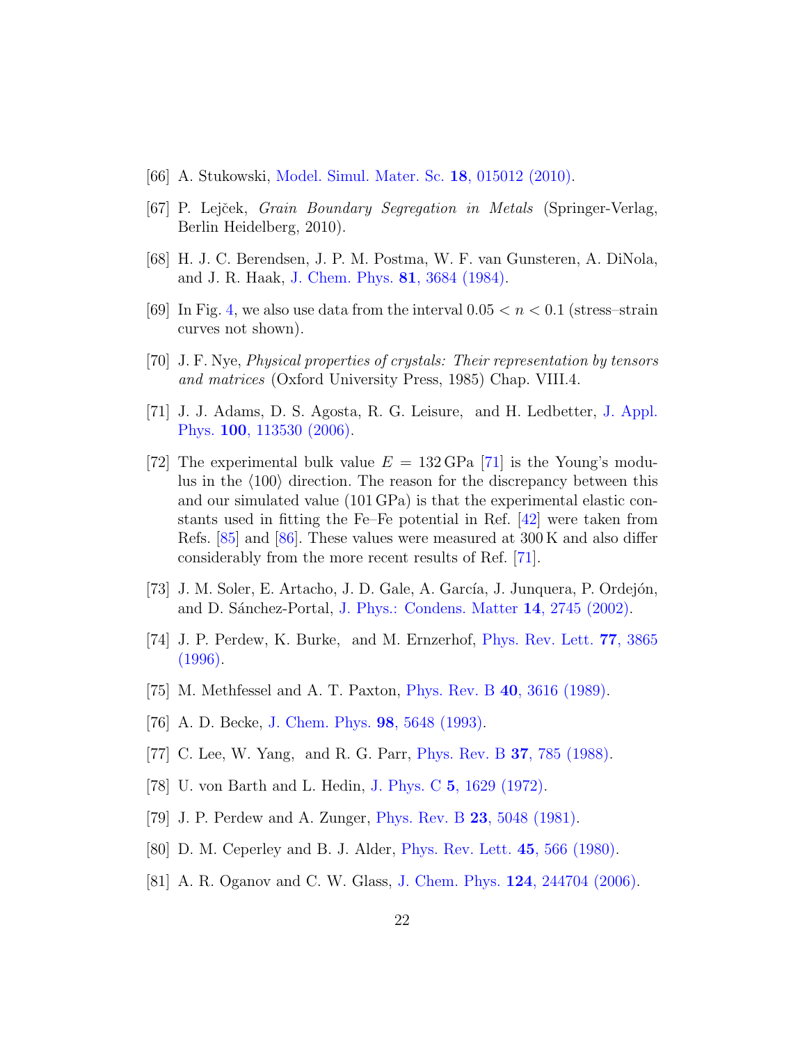[66] A. Stukowski, Model. Simul. Mater. Sc. **18**, 015012 (2010).

[67] P. Lejček, *Grain Boundary Segregation in Metals* (Springer-Verlag, Berlin Heidelberg, 2010).

[68] H. J. C. Berendsen, J. P. M. Postma, W. F. van Gunsteren, A. DiNola, and J. R. Haak, J. Chem. Phys. **81**, 3684 (1984).

[69] In Fig. 4, we also use data from the interval $0.05 < n < 0.1$ (stress–strain curves not shown).

[70] J. F. Nye, *Physical properties of crystals: Their representation by tensors and matrices* (Oxford University Press, 1985) Chap. VIII.4.

[71] J. J. Adams, D. S. Agosta, R. G. Leisure, and H. Ledbetter, J. Appl. Phys. **100**, 113530 (2006).

[72] The experimental bulk value $E = 132\,\mathrm{GPa}$ [71] is the Young's modulus in the $\langle 100 \rangle$ direction. The reason for the discrepancy between this and our simulated value (101 GPa) is that the experimental elastic constants used in fitting the Fe–Fe potential in Ref. [42] were taken from Refs. [85] and [86]. These values were measured at 300 K and also differ considerably from the more recent results of Ref. [71].

[73] J. M. Soler, E. Artacho, J. D. Gale, A. García, J. Junquera, P. Ordejón, and D. Sánchez-Portal, J. Phys.: Condens. Matter **14**, 2745 (2002).

[74] J. P. Perdew, K. Burke, and M. Ernzerhof, Phys. Rev. Lett. **77**, 3865 (1996).

[75] M. Methfessel and A. T. Paxton, Phys. Rev. B **40**, 3616 (1989).

[76] A. D. Becke, J. Chem. Phys. **98**, 5648 (1993).

[77] C. Lee, W. Yang, and R. G. Parr, Phys. Rev. B **37**, 785 (1988).

[78] U. von Barth and L. Hedin, J. Phys. C **5**, 1629 (1972).

[79] J. P. Perdew and A. Zunger, Phys. Rev. B **23**, 5048 (1981).

[80] D. M. Ceperley and B. J. Alder, Phys. Rev. Lett. **45**, 566 (1980).

[81] A. R. Oganov and C. W. Glass, J. Chem. Phys. **124**, 244704 (2006).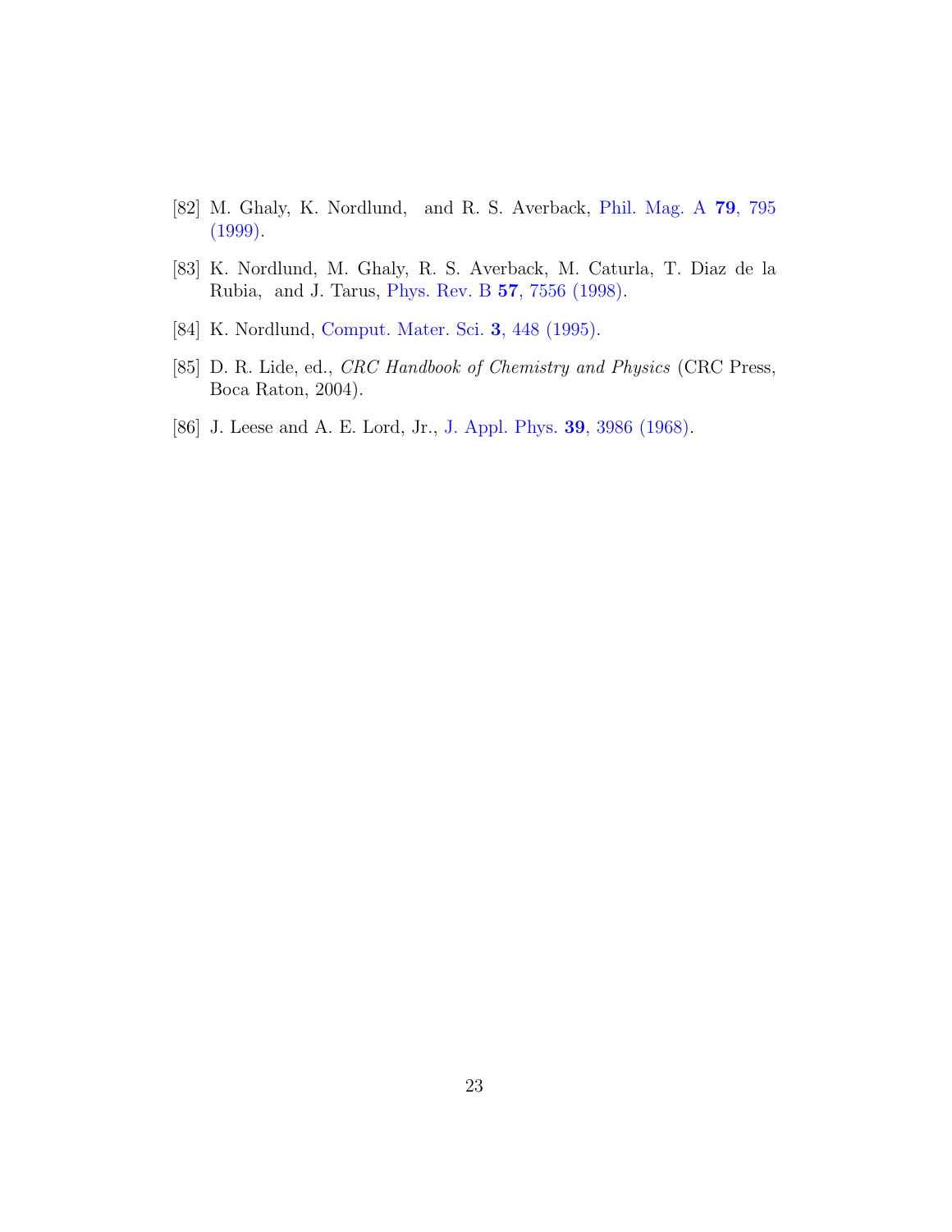[82] M. Ghaly, K. Nordlund, and R. S. Averback, Phil. Mag. A **79**, 795 (1999).

[83] K. Nordlund, M. Ghaly, R. S. Averback, M. Caturla, T. Diaz de la Rubia, and J. Tarus, Phys. Rev. B **57**, 7556 (1998).

[84] K. Nordlund, Comput. Mater. Sci. **3**, 448 (1995).

[85] D. R. Lide, ed., *CRC Handbook of Chemistry and Physics* (CRC Press, Boca Raton, 2004).

[86] J. Leese and A. E. Lord, Jr., J. Appl. Phys. **39**, 3986 (1968).